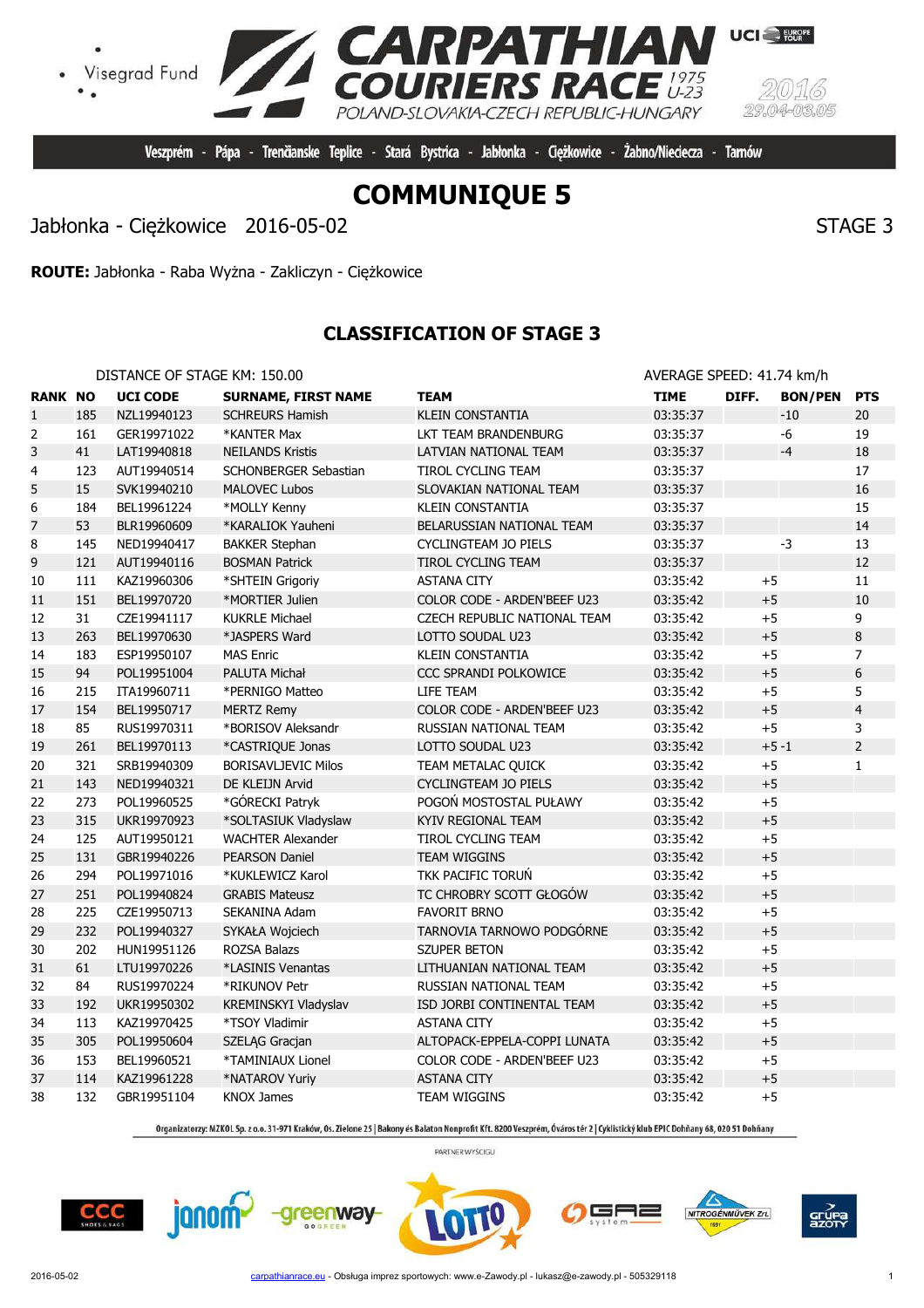# CARPATHIAN COURIERS RACE 1975 U-23

POLAND-SLOVAKIA-CZECH REPUBLIC-HUNGARY

2016 29.04-03.05

Veszprém - Pápa - Trenčianske Teplice - Stará Bystrica - Jabłonka - Ciężkowice - Żabno/Nieciecza - Tarnów

# COMMUNIQUE 5

Jabłonka - Ciężkowice 2016-05-02 STAGE 3

**ROUTE:** Jabłonka - Raba Wyżna - Zakliczyn - Ciężkowice

## CLASSIFICATION OF STAGE 3

DISTANCE OF STAGE KM: 150.00 AVERAGE SPEED: 41.74 km/h

| RANK | NO | UCI CODE | SURNAME, FIRST NAME | TEAM | TIME | DIFF. | BON/PEN | PTS |
|---|---|---|---|---|---|---|---|---|
| 1 | 185 | NZL19940123 | SCHREURS Hamish | KLEIN CONSTANTIA | 03:35:37 | | -10 | 20 |
| 2 | 161 | GER19971022 | *KANTER Max | LKT TEAM BRANDENBURG | 03:35:37 | | -6 | 19 |
| 3 | 41 | LAT19940818 | NEILANDS Kristis | LATVIAN NATIONAL TEAM | 03:35:37 | | -4 | 18 |
| 4 | 123 | AUT19940514 | SCHONBERGER Sebastian | TIROL CYCLING TEAM | 03:35:37 | | | 17 |
| 5 | 15 | SVK19940210 | MALOVEC Lubos | SLOVAKIAN NATIONAL TEAM | 03:35:37 | | | 16 |
| 6 | 184 | BEL19961224 | *MOLLY Kenny | KLEIN CONSTANTIA | 03:35:37 | | | 15 |
| 7 | 53 | BLR19960609 | *KARALIOK Yauheni | BELARUSSIAN NATIONAL TEAM | 03:35:37 | | | 14 |
| 8 | 145 | NED19940417 | BAKKER Stephan | CYCLINGTEAM JO PIELS | 03:35:37 | | -3 | 13 |
| 9 | 121 | AUT19940116 | BOSMAN Patrick | TIROL CYCLING TEAM | 03:35:37 | | | 12 |
| 10 | 111 | KAZ19960306 | *SHTEIN Grigoriy | ASTANA CITY | 03:35:42 | +5 | | 11 |
| 11 | 151 | BEL19970720 | *MORTIER Julien | COLOR CODE - ARDEN'BEEF U23 | 03:35:42 | +5 | | 10 |
| 12 | 31 | CZE19941117 | KUKRLE Michael | CZECH REPUBLIC NATIONAL TEAM | 03:35:42 | +5 | | 9 |
| 13 | 263 | BEL19970630 | *JASPERS Ward | LOTTO SOUDAL U23 | 03:35:42 | +5 | | 8 |
| 14 | 183 | ESP19950107 | MAS Enric | KLEIN CONSTANTIA | 03:35:42 | +5 | | 7 |
| 15 | 94 | POL19951004 | PALUTA Michał | CCC SPRANDI POLKOWICE | 03:35:42 | +5 | | 6 |
| 16 | 215 | ITA19960711 | *PERNIGO Matteo | LIFE TEAM | 03:35:42 | +5 | | 5 |
| 17 | 154 | BEL19950717 | MERTZ Remy | COLOR CODE - ARDEN'BEEF U23 | 03:35:42 | +5 | | 4 |
| 18 | 85 | RUS19970311 | *BORISOV Aleksandr | RUSSIAN NATIONAL TEAM | 03:35:42 | +5 | | 3 |
| 19 | 261 | BEL19970113 | *CASTRIQUE Jonas | LOTTO SOUDAL U23 | 03:35:42 | +5 | -1 | 2 |
| 20 | 321 | SRB19940309 | BORISAVLJEVIC Milos | TEAM METALAC QUICK | 03:35:42 | +5 | | 1 |
| 21 | 143 | NED19940321 | DE KLEIJN Arvid | CYCLINGTEAM JO PIELS | 03:35:42 | +5 | | |
| 22 | 273 | POL19960525 | *GÓRECKI Patryk | POGOŃ MOSTOSTAL PUŁAWY | 03:35:42 | +5 | | |
| 23 | 315 | UKR19970923 | *SOLTASIUK Vladyslaw | KYIV REGIONAL TEAM | 03:35:42 | +5 | | |
| 24 | 125 | AUT19950121 | WACHTER Alexander | TIROL CYCLING TEAM | 03:35:42 | +5 | | |
| 25 | 131 | GBR19940226 | PEARSON Daniel | TEAM WIGGINS | 03:35:42 | +5 | | |
| 26 | 294 | POL19971016 | *KUKLEWICZ Karol | TKK PACIFIC TORUŃ | 03:35:42 | +5 | | |
| 27 | 251 | POL19940824 | GRABIS Mateusz | TC CHROBRY SCOTT GŁOGÓW | 03:35:42 | +5 | | |
| 28 | 225 | CZE19950713 | SEKANINA Adam | FAVORIT BRNO | 03:35:42 | +5 | | |
| 29 | 232 | POL19940327 | SYKAŁA Wojciech | TARNOVIA TARNOWO PODGÓRNE | 03:35:42 | +5 | | |
| 30 | 202 | HUN19951126 | ROZSA Balazs | SZUPER BETON | 03:35:42 | +5 | | |
| 31 | 61 | LTU19970226 | *LASINIS Venantas | LITHUANIAN NATIONAL TEAM | 03:35:42 | +5 | | |
| 32 | 84 | RUS19970224 | *RIKUNOV Petr | RUSSIAN NATIONAL TEAM | 03:35:42 | +5 | | |
| 33 | 192 | UKR19950302 | KREMINSKYI Vladyslav | ISD JORBI CONTINENTAL TEAM | 03:35:42 | +5 | | |
| 34 | 113 | KAZ19970425 | *TSOY Vladimir | ASTANA CITY | 03:35:42 | +5 | | |
| 35 | 305 | POL19950604 | SZELĄG Gracjan | ALTOPACK-EPPELA-COPPI LUNATA | 03:35:42 | +5 | | |
| 36 | 153 | BEL19960521 | *TAMINIAUX Lionel | COLOR CODE - ARDEN'BEEF U23 | 03:35:42 | +5 | | |
| 37 | 114 | KAZ19961228 | *NATAROV Yuriy | ASTANA CITY | 03:35:42 | +5 | | |
| 38 | 132 | GBR19951104 | KNOX James | TEAM WIGGINS | 03:35:42 | +5 | | |

Organizatorzy: MZKOL Sp. z o.o. 31-971 Kraków, Os. Zielone 25 | Bakony és Balaton Nonprofit Kft. 8200 Veszprém, Óváros tér 2 | Cyklistický klub EPIC Dohňany 68, 020 51 Dohňany

PARTNER WYŚCIGU

2016-05-02 carpathianrace.eu - Obsługa imprez sportowych: www.e-Zawody.pl - lukasz@e-zawody.pl - 505329118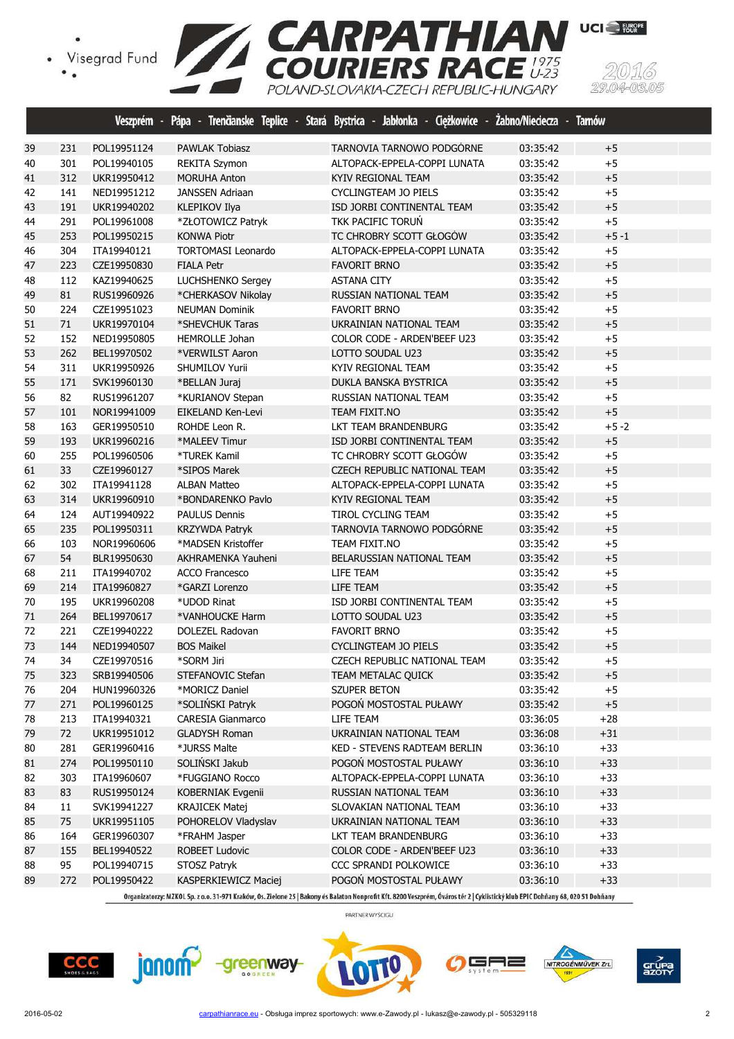Veszprém - Pápa - Trenčianske Teplice - Stará Bystrica - Jabłonka - Ciężkowice - Żabno/Nieciecza - Tarnów

| | | | | | | | |
|---|---|---|---|---|---|---|---|
| 39 | 231 | POL19951124 | PAWLAK Tobiasz | TARNOVIA TARNOWO PODGÓRNE | 03:35:42 | +5 | |
| 40 | 301 | POL19940105 | REKITA Szymon | ALTOPACK-EPPELA-COPPI LUNATA | 03:35:42 | +5 | |
| 41 | 312 | UKR19950412 | MORUHA Anton | KYIV REGIONAL TEAM | 03:35:42 | +5 | |
| 42 | 141 | NED19951212 | JANSSEN Adriaan | CYCLINGTEAM JO PIELS | 03:35:42 | +5 | |
| 43 | 191 | UKR19940202 | KLEPIKOV Ilya | ISD JORBI CONTINENTAL TEAM | 03:35:42 | +5 | |
| 44 | 291 | POL19961008 | *ZŁOTOWICZ Patryk | TKK PACIFIC TORUŃ | 03:35:42 | +5 | |
| 45 | 253 | POL19950215 | KONWA Piotr | TC CHROBRY SCOTT GŁOGÓW | 03:35:42 | +5 -1 | |
| 46 | 304 | ITA19940121 | TORTOMASI Leonardo | ALTOPACK-EPPELA-COPPI LUNATA | 03:35:42 | +5 | |
| 47 | 223 | CZE19950830 | FIALA Petr | FAVORIT BRNO | 03:35:42 | +5 | |
| 48 | 112 | KAZ19940625 | LUCHSHENKO Sergey | ASTANA CITY | 03:35:42 | +5 | |
| 49 | 81 | RUS19960926 | *CHERKASOV Nikolay | RUSSIAN NATIONAL TEAM | 03:35:42 | +5 | |
| 50 | 224 | CZE19951023 | NEUMAN Dominik | FAVORIT BRNO | 03:35:42 | +5 | |
| 51 | 71 | UKR19970104 | *SHEVCHUK Taras | UKRAINIAN NATIONAL TEAM | 03:35:42 | +5 | |
| 52 | 152 | NED19950805 | HEMROLLE Johan | COLOR CODE - ARDEN'BEEF U23 | 03:35:42 | +5 | |
| 53 | 262 | BEL19970502 | *VERWILST Aaron | LOTTO SOUDAL U23 | 03:35:42 | +5 | |
| 54 | 311 | UKR19950926 | SHUMILOV Yurii | KYIV REGIONAL TEAM | 03:35:42 | +5 | |
| 55 | 171 | SVK19960130 | *BELLAN Juraj | DUKLA BANSKA BYSTRICA | 03:35:42 | +5 | |
| 56 | 82 | RUS19961207 | *KURIANOV Stepan | RUSSIAN NATIONAL TEAM | 03:35:42 | +5 | |
| 57 | 101 | NOR19941009 | EIKELAND Ken-Levi | TEAM FIXIT.NO | 03:35:42 | +5 | |
| 58 | 163 | GER19950510 | ROHDE Leon R. | LKT TEAM BRANDENBURG | 03:35:42 | +5 -2 | |
| 59 | 193 | UKR19960216 | *MALEEV Timur | ISD JORBI CONTINENTAL TEAM | 03:35:42 | +5 | |
| 60 | 255 | POL19960506 | *TUREK Kamil | TC CHROBRY SCOTT GŁOGÓW | 03:35:42 | +5 | |
| 61 | 33 | CZE19960127 | *SIPOS Marek | CZECH REPUBLIC NATIONAL TEAM | 03:35:42 | +5 | |
| 62 | 302 | ITA19941128 | ALBAN Matteo | ALTOPACK-EPPELA-COPPI LUNATA | 03:35:42 | +5 | |
| 63 | 314 | UKR19960910 | *BONDARENKO Pavlo | KYIV REGIONAL TEAM | 03:35:42 | +5 | |
| 64 | 124 | AUT19940922 | PAULUS Dennis | TIROL CYCLING TEAM | 03:35:42 | +5 | |
| 65 | 235 | POL19950311 | KRZYWDA Patryk | TARNOVIA TARNOWO PODGÓRNE | 03:35:42 | +5 | |
| 66 | 103 | NOR19960606 | *MADSEN Kristoffer | TEAM FIXIT.NO | 03:35:42 | +5 | |
| 67 | 54 | BLR19950630 | AKHRAMENKA Yauheni | BELARUSSIAN NATIONAL TEAM | 03:35:42 | +5 | |
| 68 | 211 | ITA19940702 | ACCO Francesco | LIFE TEAM | 03:35:42 | +5 | |
| 69 | 214 | ITA19960827 | *GARZI Lorenzo | LIFE TEAM | 03:35:42 | +5 | |
| 70 | 195 | UKR19960208 | *UDOD Rinat | ISD JORBI CONTINENTAL TEAM | 03:35:42 | +5 | |
| 71 | 264 | BEL19970617 | *VANHOUCKE Harm | LOTTO SOUDAL U23 | 03:35:42 | +5 | |
| 72 | 221 | CZE19940222 | DOLEZEL Radovan | FAVORIT BRNO | 03:35:42 | +5 | |
| 73 | 144 | NED19940507 | BOS Maikel | CYCLINGTEAM JO PIELS | 03:35:42 | +5 | |
| 74 | 34 | CZE19970516 | *SORM Jiri | CZECH REPUBLIC NATIONAL TEAM | 03:35:42 | +5 | |
| 75 | 323 | SRB19940506 | STEFANOVIC Stefan | TEAM METALAC QUICK | 03:35:42 | +5 | |
| 76 | 204 | HUN19960326 | *MORICZ Daniel | SZUPER BETON | 03:35:42 | +5 | |
| 77 | 271 | POL19960125 | *SOLIŃSKI Patryk | POGOŃ MOSTOSTAL PUŁAWY | 03:35:42 | +5 | |
| 78 | 213 | ITA19940321 | CARESIA Gianmarco | LIFE TEAM | 03:36:05 | +28 | |
| 79 | 72 | UKR19951012 | GLADYSH Roman | UKRAINIAN NATIONAL TEAM | 03:36:08 | +31 | |
| 80 | 281 | GER19960416 | *JURSS Malte | KED - STEVENS RADTEAM BERLIN | 03:36:10 | +33 | |
| 81 | 274 | POL19950110 | SOLIŃSKI Jakub | POGOŃ MOSTOSTAL PUŁAWY | 03:36:10 | +33 | |
| 82 | 303 | ITA19960607 | *FUGGIANO Rocco | ALTOPACK-EPPELA-COPPI LUNATA | 03:36:10 | +33 | |
| 83 | 83 | RUS19950124 | KOBERNIAK Evgenii | RUSSIAN NATIONAL TEAM | 03:36:10 | +33 | |
| 84 | 11 | SVK19941227 | KRAJICEK Matej | SLOVAKIAN NATIONAL TEAM | 03:36:10 | +33 | |
| 85 | 75 | UKR19951105 | POHORELOV Vladyslav | UKRAINIAN NATIONAL TEAM | 03:36:10 | +33 | |
| 86 | 164 | GER19960307 | *FRAHM Jasper | LKT TEAM BRANDENBURG | 03:36:10 | +33 | |
| 87 | 155 | BEL19940522 | ROBEET Ludovic | COLOR CODE - ARDEN'BEEF U23 | 03:36:10 | +33 | |
| 88 | 95 | POL19940715 | STOSZ Patryk | CCC SPRANDI POLKOWICE | 03:36:10 | +33 | |
| 89 | 272 | POL19950422 | KASPERKIEWICZ Maciej | POGOŃ MOSTOSTAL PUŁAWY | 03:36:10 | +33 | |

Organizatorzy: MZKOL Sp. z o.o. 31-971 Kraków, Os. Zielone 25 | Bakony és Balaton Nonprofit Kft. 8200 Veszprém, Óváros tér 2 | Cyklistický klub EPIC Dohňany 68, 020 51 Dohňany

PARTNER WYŚCIGU

2016-05-02 carpathianrace.eu - Obsługa imprez sportowych: www.e-Zawody.pl - lukasz@e-zawody.pl - 505329118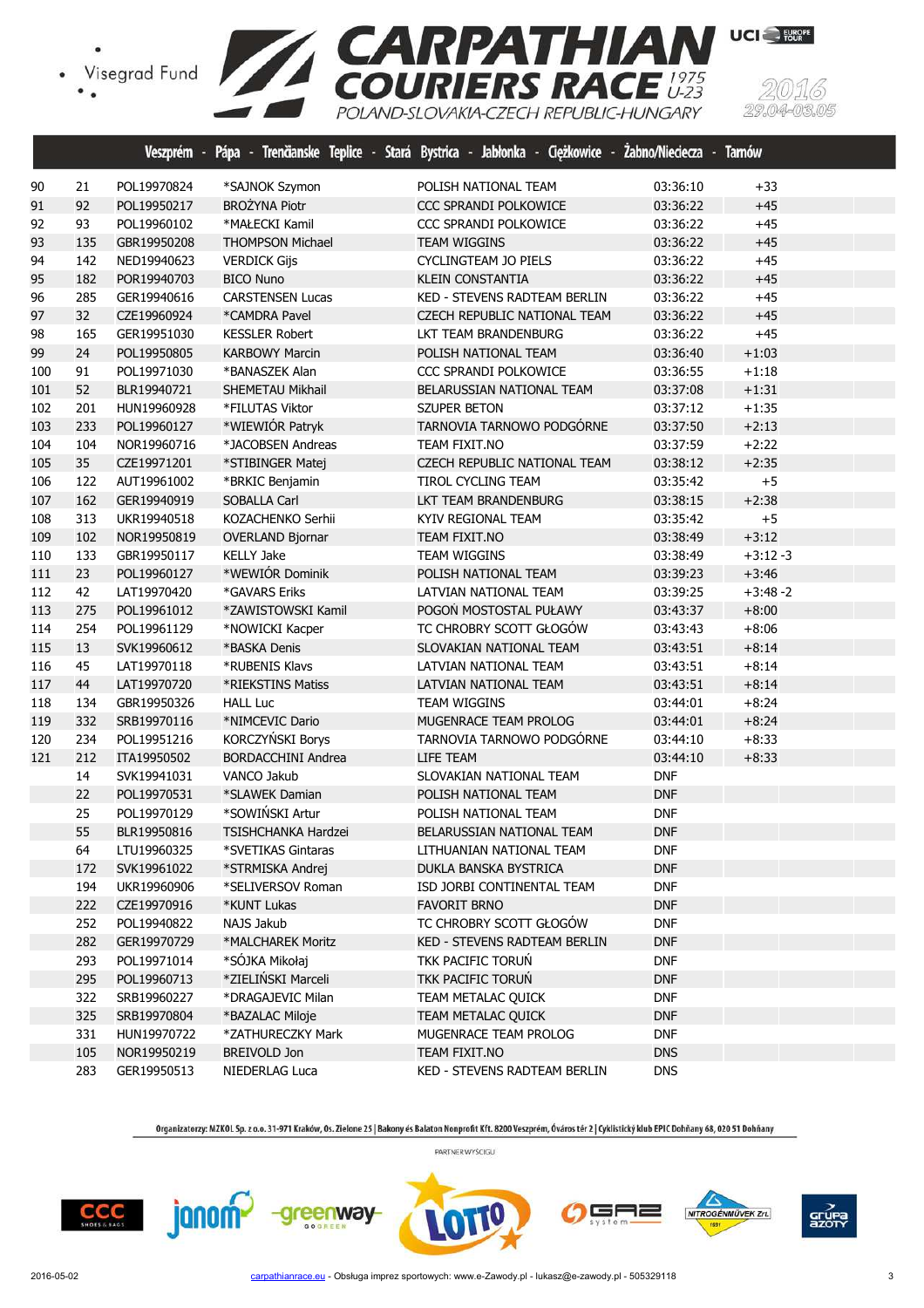# CARPATHIAN COURIERS RACE 1975 U-23

POLAND-SLOVAKIA-CZECH REPUBLIC-HUNGARY

2016 29.04-03.05

Veszprém - Pápa - Trenčianske Teplice - Stará Bystrica - Jabłonka - Ciężkowice - Żabno/Nieciecza - Tarnów

| | | | | | | |
|---|---|---|---|---|---|---|
| 90 | 21 | POL19970824 | *SAJNOK Szymon | POLISH NATIONAL TEAM | 03:36:10 | +33 |
| 91 | 92 | POL19950217 | BROŻYNA Piotr | CCC SPRANDI POLKOWICE | 03:36:22 | +45 |
| 92 | 93 | POL19960102 | *MAŁECKI Kamil | CCC SPRANDI POLKOWICE | 03:36:22 | +45 |
| 93 | 135 | GBR19950208 | THOMPSON Michael | TEAM WIGGINS | 03:36:22 | +45 |
| 94 | 142 | NED19940623 | VERDICK Gijs | CYCLINGTEAM JO PIELS | 03:36:22 | +45 |
| 95 | 182 | POR19940703 | BICO Nuno | KLEIN CONSTANTIA | 03:36:22 | +45 |
| 96 | 285 | GER19940616 | CARSTENSEN Lucas | KED - STEVENS RADTEAM BERLIN | 03:36:22 | +45 |
| 97 | 32 | CZE19960924 | *CAMDRA Pavel | CZECH REPUBLIC NATIONAL TEAM | 03:36:22 | +45 |
| 98 | 165 | GER19951030 | KESSLER Robert | LKT TEAM BRANDENBURG | 03:36:22 | +45 |
| 99 | 24 | POL19950805 | KARBOWY Marcin | POLISH NATIONAL TEAM | 03:36:40 | +1:03 |
| 100 | 91 | POL19971030 | *BANASZEK Alan | CCC SPRANDI POLKOWICE | 03:36:55 | +1:18 |
| 101 | 52 | BLR19940721 | SHEMETAU Mikhail | BELARUSSIAN NATIONAL TEAM | 03:37:08 | +1:31 |
| 102 | 201 | HUN19960928 | *FILUTAS Viktor | SZUPER BETON | 03:37:12 | +1:35 |
| 103 | 233 | POL19960127 | *WIEWIÓR Patryk | TARNOVIA TARNOWO PODGÓRNE | 03:37:50 | +2:13 |
| 104 | 104 | NOR19960716 | *JACOBSEN Andreas | TEAM FIXIT.NO | 03:37:59 | +2:22 |
| 105 | 35 | CZE19971201 | *STIBINGER Matej | CZECH REPUBLIC NATIONAL TEAM | 03:38:12 | +2:35 |
| 106 | 122 | AUT19961002 | *BRKIC Benjamin | TIROL CYCLING TEAM | 03:35:42 | +5 |
| 107 | 162 | GER19940919 | SOBALLA Carl | LKT TEAM BRANDENBURG | 03:38:15 | +2:38 |
| 108 | 313 | UKR19940518 | KOZACHENKO Serhii | KYIV REGIONAL TEAM | 03:35:42 | +5 |
| 109 | 102 | NOR19950819 | OVERLAND Bjornar | TEAM FIXIT.NO | 03:38:49 | +3:12 |
| 110 | 133 | GBR19950117 | KELLY Jake | TEAM WIGGINS | 03:38:49 | +3:12 -3 |
| 111 | 23 | POL19960127 | *WEWIÓR Dominik | POLISH NATIONAL TEAM | 03:39:23 | +3:46 |
| 112 | 42 | LAT19970420 | *GAVARS Eriks | LATVIAN NATIONAL TEAM | 03:39:25 | +3:48 -2 |
| 113 | 275 | POL19961012 | *ZAWISTOWSKI Kamil | POGOŃ MOSTOSTAL PUŁAWY | 03:43:37 | +8:00 |
| 114 | 254 | POL19961129 | *NOWICKI Kacper | TC CHROBRY SCOTT GŁOGÓW | 03:43:43 | +8:06 |
| 115 | 13 | SVK19960612 | *BASKA Denis | SLOVAKIAN NATIONAL TEAM | 03:43:51 | +8:14 |
| 116 | 45 | LAT19970118 | *RUBENIS Klavs | LATVIAN NATIONAL TEAM | 03:43:51 | +8:14 |
| 117 | 44 | LAT19970720 | *RIEKSTINS Matiss | LATVIAN NATIONAL TEAM | 03:43:51 | +8:14 |
| 118 | 134 | GBR19950326 | HALL Luc | TEAM WIGGINS | 03:44:01 | +8:24 |
| 119 | 332 | SRB19970116 | *NIMCEVIC Dario | MUGENRACE TEAM PROLOG | 03:44:01 | +8:24 |
| 120 | 234 | POL19951216 | KORCZYŃSKI Borys | TARNOVIA TARNOWO PODGÓRNE | 03:44:10 | +8:33 |
| 121 | 212 | ITA19950502 | BORDACCHINI Andrea | LIFE TEAM | 03:44:10 | +8:33 |
| | 14 | SVK19941031 | VANCO Jakub | SLOVAKIAN NATIONAL TEAM | DNF | |
| | 22 | POL19970531 | *SLAWEK Damian | POLISH NATIONAL TEAM | DNF | |
| | 25 | POL19970129 | *SOWIŃSKI Artur | POLISH NATIONAL TEAM | DNF | |
| | 55 | BLR19950816 | TSISHCHANKA Hardzei | BELARUSSIAN NATIONAL TEAM | DNF | |
| | 64 | LTU19960325 | *SVETIKAS Gintaras | LITHUANIAN NATIONAL TEAM | DNF | |
| | 172 | SVK19961022 | *STRMISKA Andrej | DUKLA BANSKA BYSTRICA | DNF | |
| | 194 | UKR19960906 | *SELIVERSOV Roman | ISD JORBI CONTINENTAL TEAM | DNF | |
| | 222 | CZE19970916 | *KUNT Lukas | FAVORIT BRNO | DNF | |
| | 252 | POL19940822 | NAJS Jakub | TC CHROBRY SCOTT GŁOGÓW | DNF | |
| | 282 | GER19970729 | *MALCHAREK Moritz | KED - STEVENS RADTEAM BERLIN | DNF | |
| | 293 | POL19971014 | *SÓJKA Mikołaj | TKK PACIFIC TORUŃ | DNF | |
| | 295 | POL19960713 | *ZIELIŃSKI Marceli | TKK PACIFIC TORUŃ | DNF | |
| | 322 | SRB19960227 | *DRAGAJEVIC Milan | TEAM METALAC QUICK | DNF | |
| | 325 | SRB19970804 | *BAZALAC Miloje | TEAM METALAC QUICK | DNF | |
| | 331 | HUN19970722 | *ZATHURECZKY Mark | MUGENRACE TEAM PROLOG | DNF | |
| | 105 | NOR19950219 | BREIVOLD Jon | TEAM FIXIT.NO | DNS | |
| | 283 | GER19950513 | NIEDERLAG Luca | KED - STEVENS RADTEAM BERLIN | DNS | |

Organizatorzy: MZKOL Sp. z o.o. 31-971 Kraków, Os. Zielone 25 | Bakony és Balaton Nonprofit Kft. 8200 Veszprém, Óváros tér 2 | Cyklistický klub EPIC Dohňany 68, 020 51 Dohňany

PARTNER WYŚCIGU

2016-05-02 carpathianrace.eu - Obsługa imprez sportowych: www.e-Zawody.pl - lukasz@e-zawody.pl - 505329118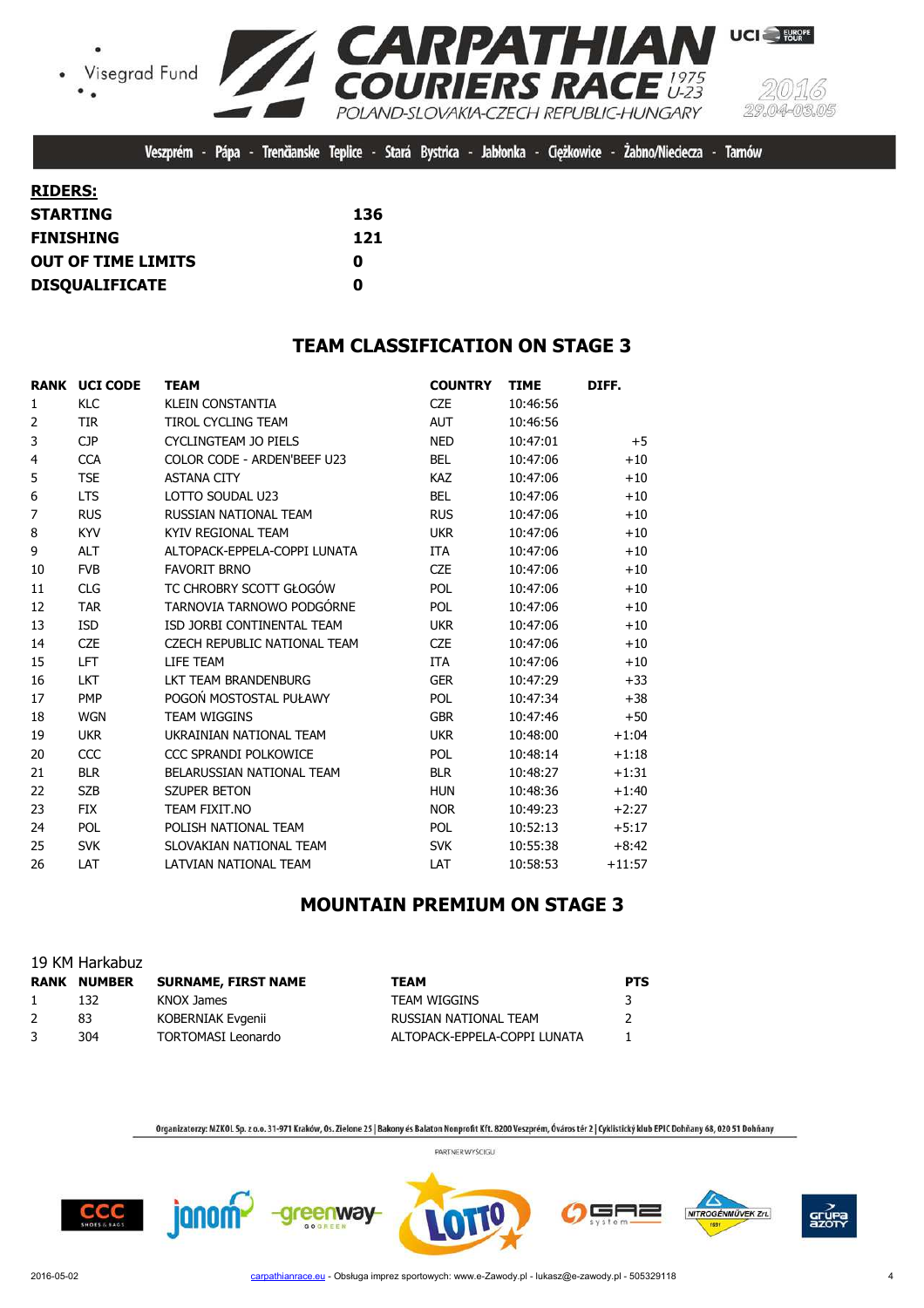**RIDERS:**

| | |
|---|---|
| **STARTING** | **136** |
| **FINISHING** | **121** |
| **OUT OF TIME LIMITS** | **0** |
| **DISQUALIFICATE** | **0** |

## TEAM CLASSIFICATION ON STAGE 3

| RANK | UCI CODE | TEAM | COUNTRY | TIME | DIFF. |
|---|---|---|---|---|---|
| 1 | KLC | KLEIN CONSTANTIA | CZE | 10:46:56 | |
| 2 | TIR | TIROL CYCLING TEAM | AUT | 10:46:56 | |
| 3 | CJP | CYCLINGTEAM JO PIELS | NED | 10:47:01 | +5 |
| 4 | CCA | COLOR CODE - ARDEN'BEEF U23 | BEL | 10:47:06 | +10 |
| 5 | TSE | ASTANA CITY | KAZ | 10:47:06 | +10 |
| 6 | LTS | LOTTO SOUDAL U23 | BEL | 10:47:06 | +10 |
| 7 | RUS | RUSSIAN NATIONAL TEAM | RUS | 10:47:06 | +10 |
| 8 | KYV | KYIV REGIONAL TEAM | UKR | 10:47:06 | +10 |
| 9 | ALT | ALTOPACK-EPPELA-COPPI LUNATA | ITA | 10:47:06 | +10 |
| 10 | FVB | FAVORIT BRNO | CZE | 10:47:06 | +10 |
| 11 | CLG | TC CHROBRY SCOTT GŁOGÓW | POL | 10:47:06 | +10 |
| 12 | TAR | TARNOVIA TARNOWO PODGÓRNE | POL | 10:47:06 | +10 |
| 13 | ISD | ISD JORBI CONTINENTAL TEAM | UKR | 10:47:06 | +10 |
| 14 | CZE | CZECH REPUBLIC NATIONAL TEAM | CZE | 10:47:06 | +10 |
| 15 | LFT | LIFE TEAM | ITA | 10:47:06 | +10 |
| 16 | LKT | LKT TEAM BRANDENBURG | GER | 10:47:29 | +33 |
| 17 | PMP | POGOŃ MOSTOSTAL PUŁAWY | POL | 10:47:34 | +38 |
| 18 | WGN | TEAM WIGGINS | GBR | 10:47:46 | +50 |
| 19 | UKR | UKRAINIAN NATIONAL TEAM | UKR | 10:48:00 | +1:04 |
| 20 | CCC | CCC SPRANDI POLKOWICE | POL | 10:48:14 | +1:18 |
| 21 | BLR | BELARUSSIAN NATIONAL TEAM | BLR | 10:48:27 | +1:31 |
| 22 | SZB | SZUPER BETON | HUN | 10:48:36 | +1:40 |
| 23 | FIX | TEAM FIXIT.NO | NOR | 10:49:23 | +2:27 |
| 24 | POL | POLISH NATIONAL TEAM | POL | 10:52:13 | +5:17 |
| 25 | SVK | SLOVAKIAN NATIONAL TEAM | SVK | 10:55:38 | +8:42 |
| 26 | LAT | LATVIAN NATIONAL TEAM | LAT | 10:58:53 | +11:57 |

## MOUNTAIN PREMIUM ON STAGE 3

19 KM Harkabuz

| RANK | NUMBER | SURNAME, FIRST NAME | TEAM | PTS |
|---|---|---|---|---|
| 1 | 132 | KNOX James | TEAM WIGGINS | 3 |
| 2 | 83 | KOBERNIAK Evgenii | RUSSIAN NATIONAL TEAM | 2 |
| 3 | 304 | TORTOMASI Leonardo | ALTOPACK-EPPELA-COPPI LUNATA | 1 |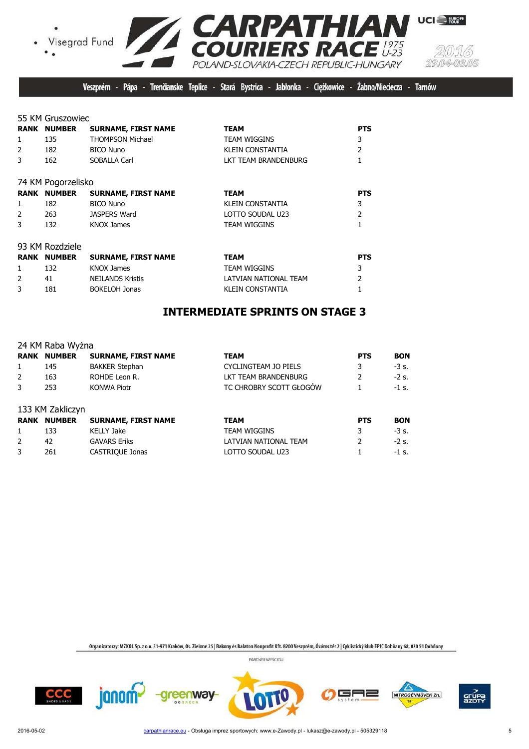55 KM Gruszowiec

| RANK | NUMBER | SURNAME, FIRST NAME | TEAM | PTS |
|---|---|---|---|---|
| 1 | 135 | THOMPSON Michael | TEAM WIGGINS | 3 |
| 2 | 182 | BICO Nuno | KLEIN CONSTANTIA | 2 |
| 3 | 162 | SOBALLA Carl | LKT TEAM BRANDENBURG | 1 |

74 KM Pogorzelisko

| RANK | NUMBER | SURNAME, FIRST NAME | TEAM | PTS |
|---|---|---|---|---|
| 1 | 182 | BICO Nuno | KLEIN CONSTANTIA | 3 |
| 2 | 263 | JASPERS Ward | LOTTO SOUDAL U23 | 2 |
| 3 | 132 | KNOX James | TEAM WIGGINS | 1 |

93 KM Rozdziele

| RANK | NUMBER | SURNAME, FIRST NAME | TEAM | PTS |
|---|---|---|---|---|
| 1 | 132 | KNOX James | TEAM WIGGINS | 3 |
| 2 | 41 | NEILANDS Kristis | LATVIAN NATIONAL TEAM | 2 |
| 3 | 181 | BOKELOH Jonas | KLEIN CONSTANTIA | 1 |

## INTERMEDIATE SPRINTS ON STAGE 3

24 KM Raba Wyżna

| RANK | NUMBER | SURNAME, FIRST NAME | TEAM | PTS | BON |
|---|---|---|---|---|---|
| 1 | 145 | BAKKER Stephan | CYCLINGTEAM JO PIELS | 3 | -3 s. |
| 2 | 163 | ROHDE Leon R. | LKT TEAM BRANDENBURG | 2 | -2 s. |
| 3 | 253 | KONWA Piotr | TC CHROBRY SCOTT GŁOGÓW | 1 | -1 s. |

133 KM Zakliczyn

| RANK | NUMBER | SURNAME, FIRST NAME | TEAM | PTS | BON |
|---|---|---|---|---|---|
| 1 | 133 | KELLY Jake | TEAM WIGGINS | 3 | -3 s. |
| 2 | 42 | GAVARS Eriks | LATVIAN NATIONAL TEAM | 2 | -2 s. |
| 3 | 261 | CASTRIQUE Jonas | LOTTO SOUDAL U23 | 1 | -1 s. |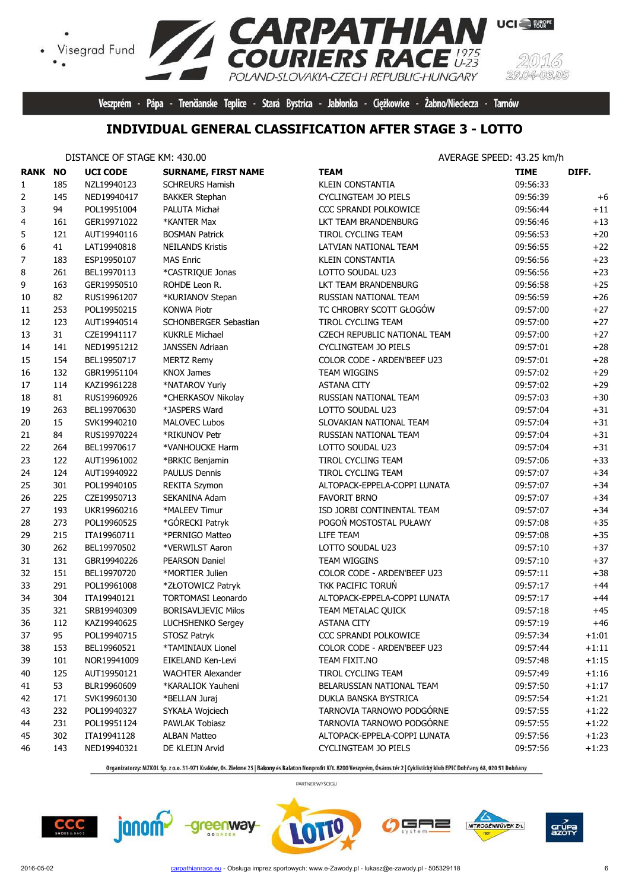Visegrad Fund

# CARPATHIAN COURIERS RACE 1975 U-23

POLAND-SLOVAKIA-CZECH REPUBLIC-HUNGARY

2016 29.04-03.05

Veszprém - Pápa - Trenčianske Teplice - Stará Bystrica - Jabłonka - Ciężkowice - Żabno/Nieciecza - Tarnów

## INDIVIDUAL GENERAL CLASSIFICATION AFTER STAGE 3 - LOTTO

DISTANCE OF STAGE KM: 430.00

AVERAGE SPEED: 43.25 km/h

| RANK | NO | UCI CODE | SURNAME, FIRST NAME | TEAM | TIME | DIFF. |
|---|---|---|---|---|---|---|
| 1 | 185 | NZL19940123 | SCHREURS Hamish | KLEIN CONSTANTIA | 09:56:33 | |
| 2 | 145 | NED19940417 | BAKKER Stephan | CYCLINGTEAM JO PIELS | 09:56:39 | +6 |
| 3 | 94 | POL19951004 | PALUTA Michał | CCC SPRANDI POLKOWICE | 09:56:44 | +11 |
| 4 | 161 | GER19971022 | *KANTER Max | LKT TEAM BRANDENBURG | 09:56:46 | +13 |
| 5 | 121 | AUT19940116 | BOSMAN Patrick | TIROL CYCLING TEAM | 09:56:53 | +20 |
| 6 | 41 | LAT19940818 | NEILANDS Kristis | LATVIAN NATIONAL TEAM | 09:56:55 | +22 |
| 7 | 183 | ESP19950107 | MAS Enric | KLEIN CONSTANTIA | 09:56:56 | +23 |
| 8 | 261 | BEL19970113 | *CASTRIQUE Jonas | LOTTO SOUDAL U23 | 09:56:56 | +23 |
| 9 | 163 | GER19950510 | ROHDE Leon R. | LKT TEAM BRANDENBURG | 09:56:58 | +25 |
| 10 | 82 | RUS19961207 | *KURIANOV Stepan | RUSSIAN NATIONAL TEAM | 09:56:59 | +26 |
| 11 | 253 | POL19950215 | KONWA Piotr | TC CHROBRY SCOTT GŁOGÓW | 09:57:00 | +27 |
| 12 | 123 | AUT19940514 | SCHONBERGER Sebastian | TIROL CYCLING TEAM | 09:57:00 | +27 |
| 13 | 31 | CZE19941117 | KUKRLE Michael | CZECH REPUBLIC NATIONAL TEAM | 09:57:00 | +27 |
| 14 | 141 | NED19951212 | JANSSEN Adriaan | CYCLINGTEAM JO PIELS | 09:57:01 | +28 |
| 15 | 154 | BEL19950717 | MERTZ Remy | COLOR CODE - ARDEN'BEEF U23 | 09:57:01 | +28 |
| 16 | 132 | GBR19951104 | KNOX James | TEAM WIGGINS | 09:57:02 | +29 |
| 17 | 114 | KAZ19961228 | *NATAROV Yuriy | ASTANA CITY | 09:57:02 | +29 |
| 18 | 81 | RUS19960926 | *CHERKASOV Nikolay | RUSSIAN NATIONAL TEAM | 09:57:03 | +30 |
| 19 | 263 | BEL19970630 | *JASPERS Ward | LOTTO SOUDAL U23 | 09:57:04 | +31 |
| 20 | 15 | SVK19940210 | MALOVEC Lubos | SLOVAKIAN NATIONAL TEAM | 09:57:04 | +31 |
| 21 | 84 | RUS19970224 | *RIKUNOV Petr | RUSSIAN NATIONAL TEAM | 09:57:04 | +31 |
| 22 | 264 | BEL19970617 | *VANHOUCKE Harm | LOTTO SOUDAL U23 | 09:57:04 | +31 |
| 23 | 122 | AUT19961002 | *BRKIC Benjamin | TIROL CYCLING TEAM | 09:57:06 | +33 |
| 24 | 124 | AUT19940922 | PAULUS Dennis | TIROL CYCLING TEAM | 09:57:07 | +34 |
| 25 | 301 | POL19940105 | REKITA Szymon | ALTOPACK-EPPELA-COPPI LUNATA | 09:57:07 | +34 |
| 26 | 225 | CZE19950713 | SEKANINA Adam | FAVORIT BRNO | 09:57:07 | +34 |
| 27 | 193 | UKR19960216 | *MALEEV Timur | ISD JORBI CONTINENTAL TEAM | 09:57:07 | +34 |
| 28 | 273 | POL19960525 | *GÓRECKI Patryk | POGOŃ MOSTOSTAL PUŁAWY | 09:57:08 | +35 |
| 29 | 215 | ITA19960711 | *PERNIGO Matteo | LIFE TEAM | 09:57:08 | +35 |
| 30 | 262 | BEL19970502 | *VERWILST Aaron | LOTTO SOUDAL U23 | 09:57:10 | +37 |
| 31 | 131 | GBR19940226 | PEARSON Daniel | TEAM WIGGINS | 09:57:10 | +37 |
| 32 | 151 | BEL19970720 | *MORTIER Julien | COLOR CODE - ARDEN'BEEF U23 | 09:57:11 | +38 |
| 33 | 291 | POL19961008 | *ZŁOTOWICZ Patryk | TKK PACIFIC TORUŃ | 09:57:17 | +44 |
| 34 | 304 | ITA19940121 | TORTOMASI Leonardo | ALTOPACK-EPPELA-COPPI LUNATA | 09:57:17 | +44 |
| 35 | 321 | SRB19940309 | BORISAVLJEVIC Milos | TEAM METALAC QUICK | 09:57:18 | +45 |
| 36 | 112 | KAZ19940625 | LUCHSHENKO Sergey | ASTANA CITY | 09:57:19 | +46 |
| 37 | 95 | POL19940715 | STOSZ Patryk | CCC SPRANDI POLKOWICE | 09:57:34 | +1:01 |
| 38 | 153 | BEL19960521 | *TAMINIAUX Lionel | COLOR CODE - ARDEN'BEEF U23 | 09:57:44 | +1:11 |
| 39 | 101 | NOR19941009 | EIKELAND Ken-Levi | TEAM FIXIT.NO | 09:57:48 | +1:15 |
| 40 | 125 | AUT19950121 | WACHTER Alexander | TIROL CYCLING TEAM | 09:57:49 | +1:16 |
| 41 | 53 | BLR19960609 | *KARALIOK Yauheni | BELARUSSIAN NATIONAL TEAM | 09:57:50 | +1:17 |
| 42 | 171 | SVK19960130 | *BELLAN Juraj | DUKLA BANSKA BYSTRICA | 09:57:54 | +1:21 |
| 43 | 232 | POL19940327 | SYKAŁA Wojciech | TARNOVIA TARNOWO PODGÓRNE | 09:57:55 | +1:22 |
| 44 | 231 | POL19951124 | PAWLAK Tobiasz | TARNOVIA TARNOWO PODGÓRNE | 09:57:55 | +1:22 |
| 45 | 302 | ITA19941128 | ALBAN Matteo | ALTOPACK-EPPELA-COPPI LUNATA | 09:57:56 | +1:23 |
| 46 | 143 | NED19940321 | DE KLEIJN Arvid | CYCLINGTEAM JO PIELS | 09:57:56 | +1:23 |

Organizatorzy: MZKOL Sp. z o.o. 31-971 Kraków, Os. Zielone 25 | Bakony és Balaton Nonprofit Kft. 8200 Veszprém, Óváros tér 2 | Cyklistický klub EPIC Dohňany 68, 020 51 Dohňany

PARTNER WYSCIGU

2016-05-02 carpathianrace.eu - Obsługa imprez sportowych: www.e-Zawody.pl - lukasz@e-zawody.pl - 505329118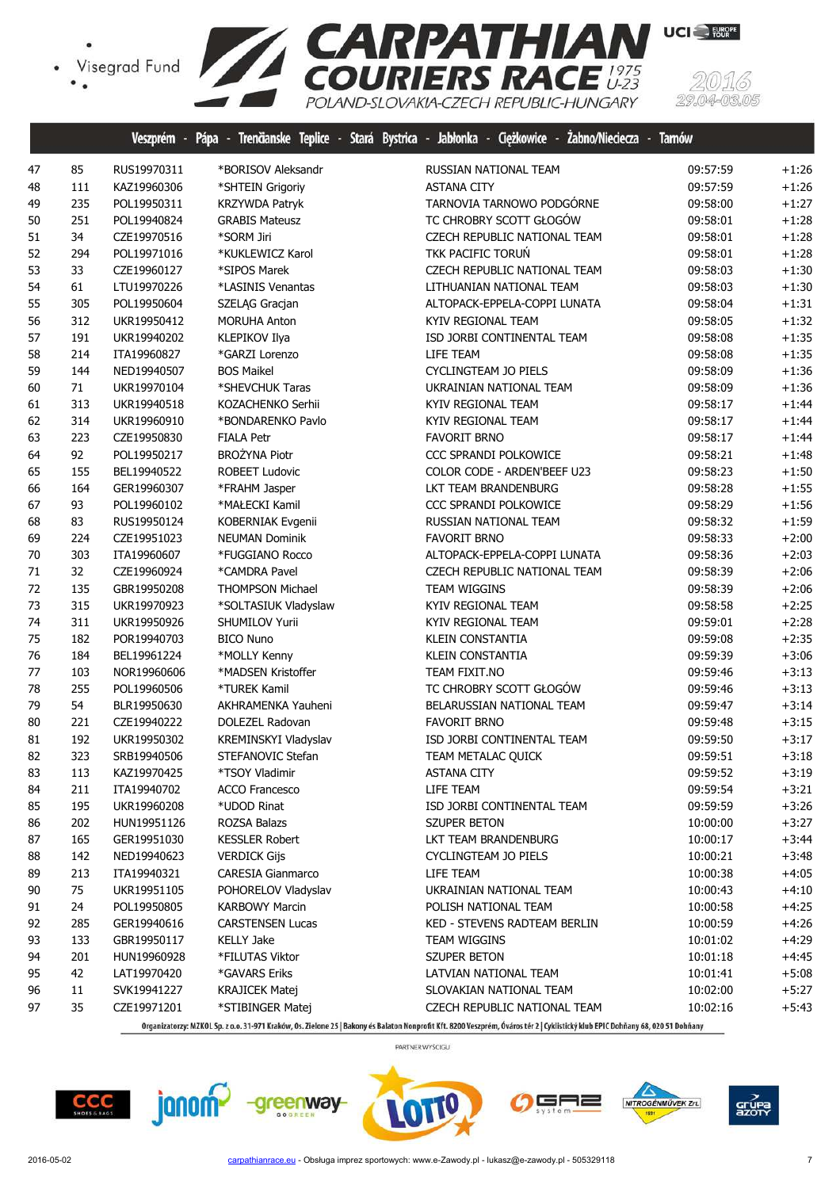Veszprém - Pápa - Trenčianske Teplice - Stará Bystrica - Jabłonka - Ciężkowice - Żabno/Nieciecza - Tarnów

| | | | | | | |
|---|---|---|---|---|---|---|
| 47 | 85 | RUS19970311 | *BORISOV Aleksandr | RUSSIAN NATIONAL TEAM | 09:57:59 | +1:26 |
| 48 | 111 | KAZ19960306 | *SHTEIN Grigoriy | ASTANA CITY | 09:57:59 | +1:26 |
| 49 | 235 | POL19950311 | KRZYWDA Patryk | TARNOVIA TARNOWO PODGÓRNE | 09:58:00 | +1:27 |
| 50 | 251 | POL19940824 | GRABIS Mateusz | TC CHROBRY SCOTT GŁOGÓW | 09:58:01 | +1:28 |
| 51 | 34 | CZE19970516 | *SORM Jiri | CZECH REPUBLIC NATIONAL TEAM | 09:58:01 | +1:28 |
| 52 | 294 | POL19971016 | *KUKLEWICZ Karol | TKK PACIFIC TORUŃ | 09:58:01 | +1:28 |
| 53 | 33 | CZE19960127 | *SIPOS Marek | CZECH REPUBLIC NATIONAL TEAM | 09:58:03 | +1:30 |
| 54 | 61 | LTU19970226 | *LASINIS Venantas | LITHUANIAN NATIONAL TEAM | 09:58:03 | +1:30 |
| 55 | 305 | POL19950604 | SZELĄG Gracjan | ALTOPACK-EPPELA-COPPI LUNATA | 09:58:04 | +1:31 |
| 56 | 312 | UKR19950412 | MORUHA Anton | KYIV REGIONAL TEAM | 09:58:05 | +1:32 |
| 57 | 191 | UKR19940202 | KLEPIKOV Ilya | ISD JORBI CONTINENTAL TEAM | 09:58:08 | +1:35 |
| 58 | 214 | ITA19960827 | *GARZI Lorenzo | LIFE TEAM | 09:58:08 | +1:35 |
| 59 | 144 | NED19940507 | BOS Maikel | CYCLINGTEAM JO PIELS | 09:58:09 | +1:36 |
| 60 | 71 | UKR19970104 | *SHEVCHUK Taras | UKRAINIAN NATIONAL TEAM | 09:58:09 | +1:36 |
| 61 | 313 | UKR19940518 | KOZACHENKO Serhii | KYIV REGIONAL TEAM | 09:58:17 | +1:44 |
| 62 | 314 | UKR19960910 | *BONDARENKO Pavlo | KYIV REGIONAL TEAM | 09:58:17 | +1:44 |
| 63 | 223 | CZE19950830 | FIALA Petr | FAVORIT BRNO | 09:58:17 | +1:44 |
| 64 | 92 | POL19950217 | BROŻYNA Piotr | CCC SPRANDI POLKOWICE | 09:58:21 | +1:48 |
| 65 | 155 | BEL19940522 | ROBEET Ludovic | COLOR CODE - ARDEN'BEEF U23 | 09:58:23 | +1:50 |
| 66 | 164 | GER19960307 | *FRAHM Jasper | LKT TEAM BRANDENBURG | 09:58:28 | +1:55 |
| 67 | 93 | POL19960102 | *MAŁECKI Kamil | CCC SPRANDI POLKOWICE | 09:58:29 | +1:56 |
| 68 | 83 | RUS19950124 | KOBERNIAK Evgenii | RUSSIAN NATIONAL TEAM | 09:58:32 | +1:59 |
| 69 | 224 | CZE19951023 | NEUMAN Dominik | FAVORIT BRNO | 09:58:33 | +2:00 |
| 70 | 303 | ITA19960607 | *FUGGIANO Rocco | ALTOPACK-EPPELA-COPPI LUNATA | 09:58:36 | +2:03 |
| 71 | 32 | CZE19960924 | *CAMDRA Pavel | CZECH REPUBLIC NATIONAL TEAM | 09:58:39 | +2:06 |
| 72 | 135 | GBR19950208 | THOMPSON Michael | TEAM WIGGINS | 09:58:39 | +2:06 |
| 73 | 315 | UKR19970923 | *SOLTASIUK Vladyslaw | KYIV REGIONAL TEAM | 09:58:58 | +2:25 |
| 74 | 311 | UKR19950926 | SHUMILOV Yurii | KYIV REGIONAL TEAM | 09:59:01 | +2:28 |
| 75 | 182 | POR19940703 | BICO Nuno | KLEIN CONSTANTIA | 09:59:08 | +2:35 |
| 76 | 184 | BEL19961224 | *MOLLY Kenny | KLEIN CONSTANTIA | 09:59:39 | +3:06 |
| 77 | 103 | NOR19960606 | *MADSEN Kristoffer | TEAM FIXIT.NO | 09:59:46 | +3:13 |
| 78 | 255 | POL19960506 | *TUREK Kamil | TC CHROBRY SCOTT GŁOGÓW | 09:59:46 | +3:13 |
| 79 | 54 | BLR19950630 | AKHRAMENKA Yauheni | BELARUSSIAN NATIONAL TEAM | 09:59:47 | +3:14 |
| 80 | 221 | CZE19940222 | DOLEZEL Radovan | FAVORIT BRNO | 09:59:48 | +3:15 |
| 81 | 192 | UKR19950302 | KREMINSKYI Vladyslav | ISD JORBI CONTINENTAL TEAM | 09:59:50 | +3:17 |
| 82 | 323 | SRB19940506 | STEFANOVIC Stefan | TEAM METALAC QUICK | 09:59:51 | +3:18 |
| 83 | 113 | KAZ19970425 | *TSOY Vladimir | ASTANA CITY | 09:59:52 | +3:19 |
| 84 | 211 | ITA19940702 | ACCO Francesco | LIFE TEAM | 09:59:54 | +3:21 |
| 85 | 195 | UKR19960208 | *UDOD Rinat | ISD JORBI CONTINENTAL TEAM | 09:59:59 | +3:26 |
| 86 | 202 | HUN19951126 | ROZSA Balazs | SZUPER BETON | 10:00:00 | +3:27 |
| 87 | 165 | GER19951030 | KESSLER Robert | LKT TEAM BRANDENBURG | 10:00:17 | +3:44 |
| 88 | 142 | NED19940623 | VERDICK Gijs | CYCLINGTEAM JO PIELS | 10:00:21 | +3:48 |
| 89 | 213 | ITA19940321 | CARESIA Gianmarco | LIFE TEAM | 10:00:38 | +4:05 |
| 90 | 75 | UKR19951105 | POHORELOV Vladyslav | UKRAINIAN NATIONAL TEAM | 10:00:43 | +4:10 |
| 91 | 24 | POL19950805 | KARBOWY Marcin | POLISH NATIONAL TEAM | 10:00:58 | +4:25 |
| 92 | 285 | GER19940616 | CARSTENSEN Lucas | KED - STEVENS RADTEAM BERLIN | 10:00:59 | +4:26 |
| 93 | 133 | GBR19950117 | KELLY Jake | TEAM WIGGINS | 10:01:02 | +4:29 |
| 94 | 201 | HUN19960928 | *FILUTAS Viktor | SZUPER BETON | 10:01:18 | +4:45 |
| 95 | 42 | LAT19970420 | *GAVARS Eriks | LATVIAN NATIONAL TEAM | 10:01:41 | +5:08 |
| 96 | 11 | SVK19941227 | KRAJICEK Matej | SLOVAKIAN NATIONAL TEAM | 10:02:00 | +5:27 |
| 97 | 35 | CZE19971201 | *STIBINGER Matej | CZECH REPUBLIC NATIONAL TEAM | 10:02:16 | +5:43 |

Organizatorzy: MZKOL Sp. z o.o. 31-971 Kraków, Os. Zielone 25 | Bakony és Balaton Nonprofit Kft. 8200 Veszprém, Óváros tér 2 | Cyklistický klub EPIC Dohňany 68, 020 51 Dohňany

PARTNER WYŚCIGU

2016-05-02 carpathianrace.eu - Obsługa imprez sportowych: www.e-Zawody.pl - lukasz@e-zawody.pl - 505329118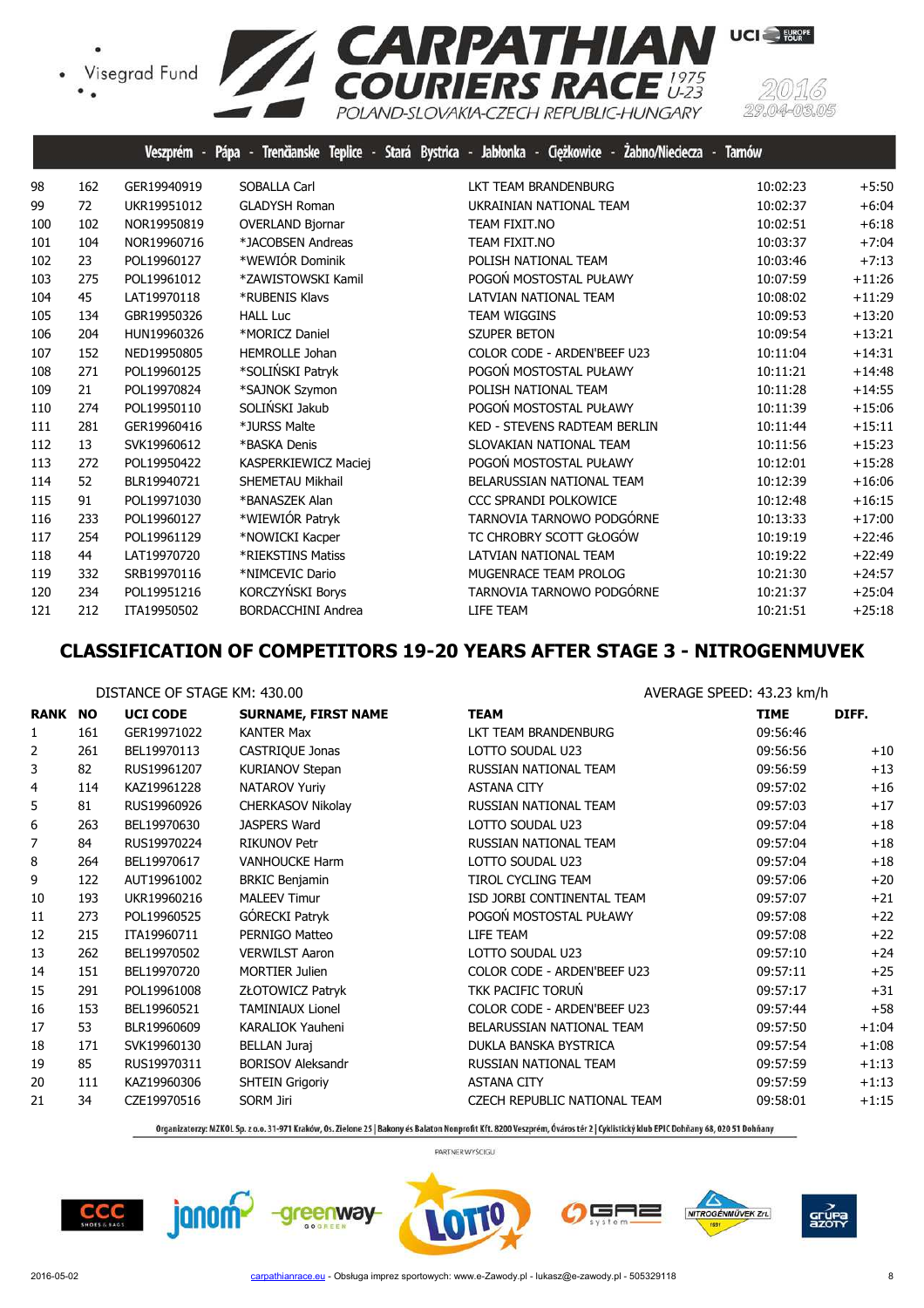| | | | | | | |
|---|---|---|---|---|---|---|
| 98 | 162 | GER19940919 | SOBALLA Carl | LKT TEAM BRANDENBURG | 10:02:23 | +5:50 |
| 99 | 72 | UKR19951012 | GLADYSH Roman | UKRAINIAN NATIONAL TEAM | 10:02:37 | +6:04 |
| 100 | 102 | NOR19950819 | OVERLAND Bjornar | TEAM FIXIT.NO | 10:02:51 | +6:18 |
| 101 | 104 | NOR19960716 | *JACOBSEN Andreas | TEAM FIXIT.NO | 10:03:37 | +7:04 |
| 102 | 23 | POL19960127 | *WEWIÓR Dominik | POLISH NATIONAL TEAM | 10:03:46 | +7:13 |
| 103 | 275 | POL19961012 | *ZAWISTOWSKI Kamil | POGOŃ MOSTOSTAL PUŁAWY | 10:07:59 | +11:26 |
| 104 | 45 | LAT19970118 | *RUBENIS Klavs | LATVIAN NATIONAL TEAM | 10:08:02 | +11:29 |
| 105 | 134 | GBR19950326 | HALL Luc | TEAM WIGGINS | 10:09:53 | +13:20 |
| 106 | 204 | HUN19960326 | *MORICZ Daniel | SZUPER BETON | 10:09:54 | +13:21 |
| 107 | 152 | NED19950805 | HEMROLLE Johan | COLOR CODE - ARDEN'BEEF U23 | 10:11:04 | +14:31 |
| 108 | 271 | POL19960125 | *SOLIŃSKI Patryk | POGOŃ MOSTOSTAL PUŁAWY | 10:11:21 | +14:48 |
| 109 | 21 | POL19970824 | *SAJNOK Szymon | POLISH NATIONAL TEAM | 10:11:28 | +14:55 |
| 110 | 274 | POL19950110 | SOLIŃSKI Jakub | POGOŃ MOSTOSTAL PUŁAWY | 10:11:39 | +15:06 |
| 111 | 281 | GER19960416 | *JURSS Malte | KED - STEVENS RADTEAM BERLIN | 10:11:44 | +15:11 |
| 112 | 13 | SVK19960612 | *BASKA Denis | SLOVAKIAN NATIONAL TEAM | 10:11:56 | +15:23 |
| 113 | 272 | POL19950422 | KASPERKIEWICZ Maciej | POGOŃ MOSTOSTAL PUŁAWY | 10:12:01 | +15:28 |
| 114 | 52 | BLR19940721 | SHEMETAU Mikhail | BELARUSSIAN NATIONAL TEAM | 10:12:39 | +16:06 |
| 115 | 91 | POL19971030 | *BANASZEK Alan | CCC SPRANDI POLKOWICE | 10:12:48 | +16:15 |
| 116 | 233 | POL19960127 | *WIEWIÓR Patryk | TARNOVIA TARNOWO PODGÓRNE | 10:13:33 | +17:00 |
| 117 | 254 | POL19961129 | *NOWICKI Kacper | TC CHROBRY SCOTT GŁOGÓW | 10:19:19 | +22:46 |
| 118 | 44 | LAT19970720 | *RIEKSTINS Matiss | LATVIAN NATIONAL TEAM | 10:19:22 | +22:49 |
| 119 | 332 | SRB19970116 | *NIMCEVIC Dario | MUGENRACE TEAM PROLOG | 10:21:30 | +24:57 |
| 120 | 234 | POL19951216 | KORCZYŃSKI Borys | TARNOVIA TARNOWO PODGÓRNE | 10:21:37 | +25:04 |
| 121 | 212 | ITA19950502 | BORDACCHINI Andrea | LIFE TEAM | 10:21:51 | +25:18 |

## CLASSIFICATION OF COMPETITORS 19-20 YEARS AFTER STAGE 3 - NITROGENMUVEK

DISTANCE OF STAGE KM: 430.00

AVERAGE SPEED: 43.23 km/h

| RANK | NO | UCI CODE | SURNAME, FIRST NAME | TEAM | TIME | DIFF. |
|---|---|---|---|---|---|---|
| 1 | 161 | GER19971022 | KANTER Max | LKT TEAM BRANDENBURG | 09:56:46 | |
| 2 | 261 | BEL19970113 | CASTRIQUE Jonas | LOTTO SOUDAL U23 | 09:56:56 | +10 |
| 3 | 82 | RUS19961207 | KURIANOV Stepan | RUSSIAN NATIONAL TEAM | 09:56:59 | +13 |
| 4 | 114 | KAZ19961228 | NATAROV Yuriy | ASTANA CITY | 09:57:02 | +16 |
| 5 | 81 | RUS19960926 | CHERKASOV Nikolay | RUSSIAN NATIONAL TEAM | 09:57:03 | +17 |
| 6 | 263 | BEL19970630 | JASPERS Ward | LOTTO SOUDAL U23 | 09:57:04 | +18 |
| 7 | 84 | RUS19970224 | RIKUNOV Petr | RUSSIAN NATIONAL TEAM | 09:57:04 | +18 |
| 8 | 264 | BEL19970617 | VANHOUCKE Harm | LOTTO SOUDAL U23 | 09:57:04 | +18 |
| 9 | 122 | AUT19961002 | BRKIC Benjamin | TIROL CYCLING TEAM | 09:57:06 | +20 |
| 10 | 193 | UKR19960216 | MALEEV Timur | ISD JORBI CONTINENTAL TEAM | 09:57:07 | +21 |
| 11 | 273 | POL19960525 | GÓRECKI Patryk | POGOŃ MOSTOSTAL PUŁAWY | 09:57:08 | +22 |
| 12 | 215 | ITA19960711 | PERNIGO Matteo | LIFE TEAM | 09:57:08 | +22 |
| 13 | 262 | BEL19970502 | VERWILST Aaron | LOTTO SOUDAL U23 | 09:57:10 | +24 |
| 14 | 151 | BEL19970720 | MORTIER Julien | COLOR CODE - ARDEN'BEEF U23 | 09:57:11 | +25 |
| 15 | 291 | POL19961008 | ZŁOTOWICZ Patryk | TKK PACIFIC TORUŃ | 09:57:17 | +31 |
| 16 | 153 | BEL19960521 | TAMINIAUX Lionel | COLOR CODE - ARDEN'BEEF U23 | 09:57:44 | +58 |
| 17 | 53 | BLR19960609 | KARALIOK Yauheni | BELARUSSIAN NATIONAL TEAM | 09:57:50 | +1:04 |
| 18 | 171 | SVK19960130 | BELLAN Juraj | DUKLA BANSKA BYSTRICA | 09:57:54 | +1:08 |
| 19 | 85 | RUS19970311 | BORISOV Aleksandr | RUSSIAN NATIONAL TEAM | 09:57:59 | +1:13 |
| 20 | 111 | KAZ19960306 | SHTEIN Grigoriy | ASTANA CITY | 09:57:59 | +1:13 |
| 21 | 34 | CZE19970516 | SORM Jiri | CZECH REPUBLIC NATIONAL TEAM | 09:58:01 | +1:15 |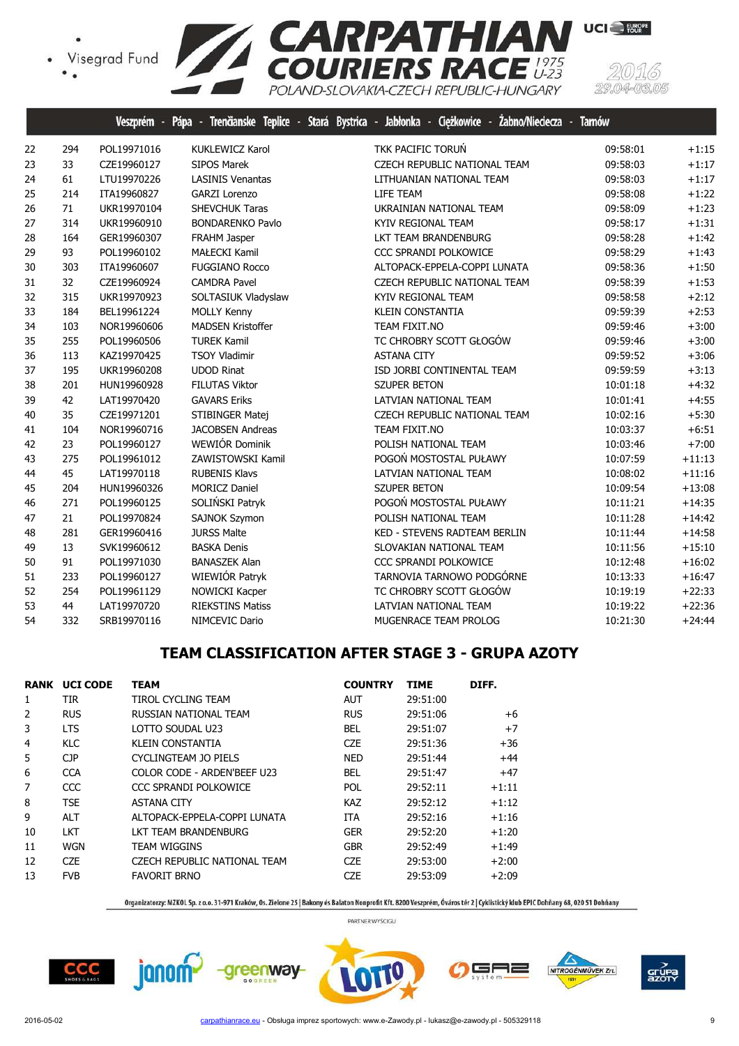Veszprém - Pápa - Trenčianske Teplice - Stará Bystrica - Jabłonka - Ciężkowice - Żabno/Nieciecza - Tarnów

| | | | | | | |
|---|---|---|---|---|---|---|
| 22 | 294 | POL19971016 | KUKLEWICZ Karol | TKK PACIFIC TORUŃ | 09:58:01 | +1:15 |
| 23 | 33 | CZE19960127 | SIPOS Marek | CZECH REPUBLIC NATIONAL TEAM | 09:58:03 | +1:17 |
| 24 | 61 | LTU19970226 | LASINIS Venantas | LITHUANIAN NATIONAL TEAM | 09:58:03 | +1:17 |
| 25 | 214 | ITA19960827 | GARZI Lorenzo | LIFE TEAM | 09:58:08 | +1:22 |
| 26 | 71 | UKR19970104 | SHEVCHUK Taras | UKRAINIAN NATIONAL TEAM | 09:58:09 | +1:23 |
| 27 | 314 | UKR19960910 | BONDARENKO Pavlo | KYIV REGIONAL TEAM | 09:58:17 | +1:31 |
| 28 | 164 | GER19960307 | FRAHM Jasper | LKT TEAM BRANDENBURG | 09:58:28 | +1:42 |
| 29 | 93 | POL19960102 | MAŁECKI Kamil | CCC SPRANDI POLKOWICE | 09:58:29 | +1:43 |
| 30 | 303 | ITA19960607 | FUGGIANO Rocco | ALTOPACK-EPPELA-COPPI LUNATA | 09:58:36 | +1:50 |
| 31 | 32 | CZE19960924 | CAMDRA Pavel | CZECH REPUBLIC NATIONAL TEAM | 09:58:39 | +1:53 |
| 32 | 315 | UKR19970923 | SOLTASIUK Vladyslaw | KYIV REGIONAL TEAM | 09:58:58 | +2:12 |
| 33 | 184 | BEL19961224 | MOLLY Kenny | KLEIN CONSTANTIA | 09:59:39 | +2:53 |
| 34 | 103 | NOR19960606 | MADSEN Kristoffer | TEAM FIXIT.NO | 09:59:46 | +3:00 |
| 35 | 255 | POL19960506 | TUREK Kamil | TC CHROBRY SCOTT GŁOGÓW | 09:59:46 | +3:00 |
| 36 | 113 | KAZ19970425 | TSOY Vladimir | ASTANA CITY | 09:59:52 | +3:06 |
| 37 | 195 | UKR19960208 | UDOD Rinat | ISD JORBI CONTINENTAL TEAM | 09:59:59 | +3:13 |
| 38 | 201 | HUN19960928 | FILUTAS Viktor | SZUPER BETON | 10:01:18 | +4:32 |
| 39 | 42 | LAT19970420 | GAVARS Eriks | LATVIAN NATIONAL TEAM | 10:01:41 | +4:55 |
| 40 | 35 | CZE19971201 | STIBINGER Matej | CZECH REPUBLIC NATIONAL TEAM | 10:02:16 | +5:30 |
| 41 | 104 | NOR19960716 | JACOBSEN Andreas | TEAM FIXIT.NO | 10:03:37 | +6:51 |
| 42 | 23 | POL19960127 | WEWIÓR Dominik | POLISH NATIONAL TEAM | 10:03:46 | +7:00 |
| 43 | 275 | POL19961012 | ZAWISTOWSKI Kamil | POGOŃ MOSTOSTAL PUŁAWY | 10:07:59 | +11:13 |
| 44 | 45 | LAT19970118 | RUBENIS Klavs | LATVIAN NATIONAL TEAM | 10:08:02 | +11:16 |
| 45 | 204 | HUN19960326 | MORICZ Daniel | SZUPER BETON | 10:09:54 | +13:08 |
| 46 | 271 | POL19960125 | SOLIŃSKI Patryk | POGOŃ MOSTOSTAL PUŁAWY | 10:11:21 | +14:35 |
| 47 | 21 | POL19970824 | SAJNOK Szymon | POLISH NATIONAL TEAM | 10:11:28 | +14:42 |
| 48 | 281 | GER19960416 | JURSS Malte | KED - STEVENS RADTEAM BERLIN | 10:11:44 | +14:58 |
| 49 | 13 | SVK19960612 | BASKA Denis | SLOVAKIAN NATIONAL TEAM | 10:11:56 | +15:10 |
| 50 | 91 | POL19971030 | BANASZEK Alan | CCC SPRANDI POLKOWICE | 10:12:48 | +16:02 |
| 51 | 233 | POL19960127 | WIEWIÓR Patryk | TARNOVIA TARNOWO PODGÓRNE | 10:13:33 | +16:47 |
| 52 | 254 | POL19961129 | NOWICKI Kacper | TC CHROBRY SCOTT GŁOGÓW | 10:19:19 | +22:33 |
| 53 | 44 | LAT19970720 | RIEKSTINS Matiss | LATVIAN NATIONAL TEAM | 10:19:22 | +22:36 |
| 54 | 332 | SRB19970116 | NIMCEVIC Dario | MUGENRACE TEAM PROLOG | 10:21:30 | +24:44 |

## TEAM CLASSIFICATION AFTER STAGE 3 - GRUPA AZOTY

| RANK | UCI CODE | TEAM | COUNTRY | TIME | DIFF. |
|---|---|---|---|---|---|
| 1 | TIR | TIROL CYCLING TEAM | AUT | 29:51:00 | |
| 2 | RUS | RUSSIAN NATIONAL TEAM | RUS | 29:51:06 | +6 |
| 3 | LTS | LOTTO SOUDAL U23 | BEL | 29:51:07 | +7 |
| 4 | KLC | KLEIN CONSTANTIA | CZE | 29:51:36 | +36 |
| 5 | CJP | CYCLINGTEAM JO PIELS | NED | 29:51:44 | +44 |
| 6 | CCA | COLOR CODE - ARDEN'BEEF U23 | BEL | 29:51:47 | +47 |
| 7 | CCC | CCC SPRANDI POLKOWICE | POL | 29:52:11 | +1:11 |
| 8 | TSE | ASTANA CITY | KAZ | 29:52:12 | +1:12 |
| 9 | ALT | ALTOPACK-EPPELA-COPPI LUNATA | ITA | 29:52:16 | +1:16 |
| 10 | LKT | LKT TEAM BRANDENBURG | GER | 29:52:20 | +1:20 |
| 11 | WGN | TEAM WIGGINS | GBR | 29:52:49 | +1:49 |
| 12 | CZE | CZECH REPUBLIC NATIONAL TEAM | CZE | 29:53:00 | +2:00 |
| 13 | FVB | FAVORIT BRNO | CZE | 29:53:09 | +2:09 |

Organizatorzy: MZKOL Sp. z o.o. 31-971 Kraków, Os. Zielone 25 | Bakony és Balaton Nonprofit Kft. 8200 Veszprém, Óváros tér 2 | Cyklistický klub EPIC Dohňany 68, 020 51 Dohňany

PARTNER WYŚCIGU

2016-05-02 carpathianrace.eu - Obsługa imprez sportowych: www.e-Zawody.pl - lukasz@e-zawody.pl - 505329118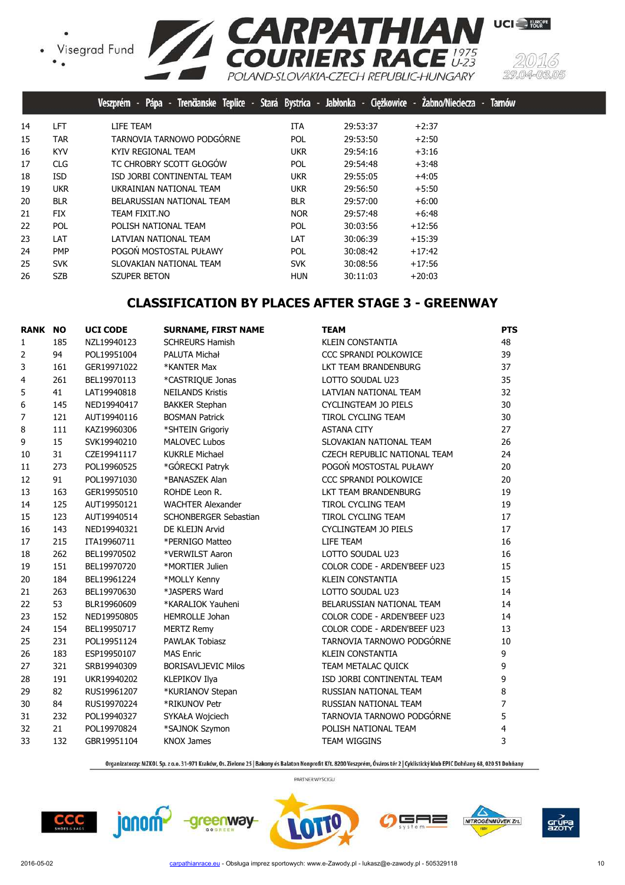| | | | | | |
|---|---|---|---|---|---|
| 14 | LFT | LIFE TEAM | ITA | 29:53:37 | +2:37 |
| 15 | TAR | TARNOVIA TARNOWO PODGÓRNE | POL | 29:53:50 | +2:50 |
| 16 | KYV | KYIV REGIONAL TEAM | UKR | 29:54:16 | +3:16 |
| 17 | CLG | TC CHROBRY SCOTT GŁOGÓW | POL | 29:54:48 | +3:48 |
| 18 | ISD | ISD JORBI CONTINENTAL TEAM | UKR | 29:55:05 | +4:05 |
| 19 | UKR | UKRAINIAN NATIONAL TEAM | UKR | 29:56:50 | +5:50 |
| 20 | BLR | BELARUSSIAN NATIONAL TEAM | BLR | 29:57:00 | +6:00 |
| 21 | FIX | TEAM FIXIT.NO | NOR | 29:57:48 | +6:48 |
| 22 | POL | POLISH NATIONAL TEAM | POL | 30:03:56 | +12:56 |
| 23 | LAT | LATVIAN NATIONAL TEAM | LAT | 30:06:39 | +15:39 |
| 24 | PMP | POGOŃ MOSTOSTAL PUŁAWY | POL | 30:08:42 | +17:42 |
| 25 | SVK | SLOVAKIAN NATIONAL TEAM | SVK | 30:08:56 | +17:56 |
| 26 | SZB | SZUPER BETON | HUN | 30:11:03 | +20:03 |

## CLASSIFICATION BY PLACES AFTER STAGE 3 - GREENWAY

| RANK | NO | UCI CODE | SURNAME, FIRST NAME | TEAM | PTS |
|---|---|---|---|---|---|
| 1 | 185 | NZL19940123 | SCHREURS Hamish | KLEIN CONSTANTIA | 48 |
| 2 | 94 | POL19951004 | PALUTA Michał | CCC SPRANDI POLKOWICE | 39 |
| 3 | 161 | GER19971022 | *KANTER Max | LKT TEAM BRANDENBURG | 37 |
| 4 | 261 | BEL19970113 | *CASTRIQUE Jonas | LOTTO SOUDAL U23 | 35 |
| 5 | 41 | LAT19940818 | NEILANDS Kristis | LATVIAN NATIONAL TEAM | 32 |
| 6 | 145 | NED19940417 | BAKKER Stephan | CYCLINGTEAM JO PIELS | 30 |
| 7 | 121 | AUT19940116 | BOSMAN Patrick | TIROL CYCLING TEAM | 30 |
| 8 | 111 | KAZ19960306 | *SHTEIN Grigoriy | ASTANA CITY | 27 |
| 9 | 15 | SVK19940210 | MALOVEC Lubos | SLOVAKIAN NATIONAL TEAM | 26 |
| 10 | 31 | CZE19941117 | KUKRLE Michael | CZECH REPUBLIC NATIONAL TEAM | 24 |
| 11 | 273 | POL19960525 | *GÓRECKI Patryk | POGOŃ MOSTOSTAL PUŁAWY | 20 |
| 12 | 91 | POL19971030 | *BANASZEK Alan | CCC SPRANDI POLKOWICE | 20 |
| 13 | 163 | GER19950510 | ROHDE Leon R. | LKT TEAM BRANDENBURG | 19 |
| 14 | 125 | AUT19950121 | WACHTER Alexander | TIROL CYCLING TEAM | 19 |
| 15 | 123 | AUT19940514 | SCHONBERGER Sebastian | TIROL CYCLING TEAM | 17 |
| 16 | 143 | NED19940321 | DE KLEIJN Arvid | CYCLINGTEAM JO PIELS | 17 |
| 17 | 215 | ITA19960711 | *PERNIGO Matteo | LIFE TEAM | 16 |
| 18 | 262 | BEL19970502 | *VERWILST Aaron | LOTTO SOUDAL U23 | 16 |
| 19 | 151 | BEL19970720 | *MORTIER Julien | COLOR CODE - ARDEN'BEEF U23 | 15 |
| 20 | 184 | BEL19961224 | *MOLLY Kenny | KLEIN CONSTANTIA | 15 |
| 21 | 263 | BEL19970630 | *JASPERS Ward | LOTTO SOUDAL U23 | 14 |
| 22 | 53 | BLR19960609 | *KARALIOK Yauheni | BELARUSSIAN NATIONAL TEAM | 14 |
| 23 | 152 | NED19950805 | HEMROLLE Johan | COLOR CODE - ARDEN'BEEF U23 | 14 |
| 24 | 154 | BEL19950717 | MERTZ Remy | COLOR CODE - ARDEN'BEEF U23 | 13 |
| 25 | 231 | POL19951124 | PAWLAK Tobiasz | TARNOVIA TARNOWO PODGÓRNE | 10 |
| 26 | 183 | ESP19950107 | MAS Enric | KLEIN CONSTANTIA | 9 |
| 27 | 321 | SRB19940309 | BORISAVLJEVIC Milos | TEAM METALAC QUICK | 9 |
| 28 | 191 | UKR19940202 | KLEPIKOV Ilya | ISD JORBI CONTINENTAL TEAM | 9 |
| 29 | 82 | RUS19961207 | *KURIANOV Stepan | RUSSIAN NATIONAL TEAM | 8 |
| 30 | 84 | RUS19970224 | *RIKUNOV Petr | RUSSIAN NATIONAL TEAM | 7 |
| 31 | 232 | POL19940327 | SYKAŁA Wojciech | TARNOVIA TARNOWO PODGÓRNE | 5 |
| 32 | 21 | POL19970824 | *SAJNOK Szymon | POLISH NATIONAL TEAM | 4 |
| 33 | 132 | GBR19951104 | KNOX James | TEAM WIGGINS | 3 |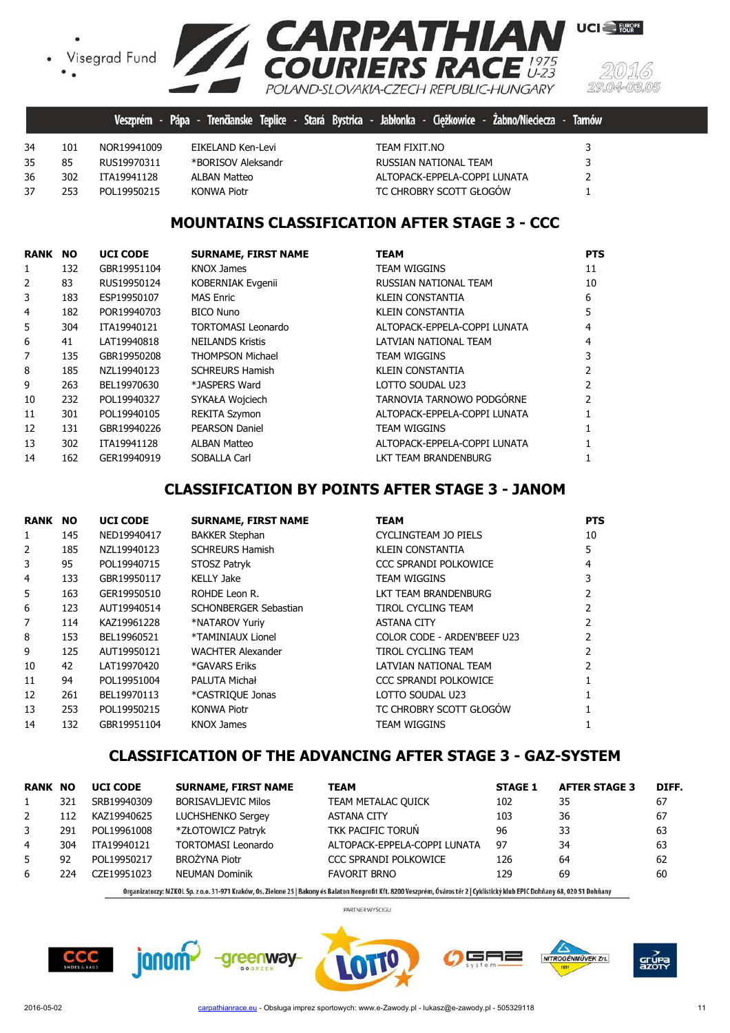| | | | | | |
|---|---|---|---|---|---|
| 34 | 101 | NOR19941009 | EIKELAND Ken-Levi | TEAM FIXIT.NO | 3 |
| 35 | 85 | RUS19970311 | *BORISOV Aleksandr | RUSSIAN NATIONAL TEAM | 3 |
| 36 | 302 | ITA19941128 | ALBAN Matteo | ALTOPACK-EPPELA-COPPI LUNATA | 2 |
| 37 | 253 | POL19950215 | KONWA Piotr | TC CHROBRY SCOTT GŁOGÓW | 1 |

## MOUNTAINS CLASSIFICATION AFTER STAGE 3 - CCC

| RANK | NO | UCI CODE | SURNAME, FIRST NAME | TEAM | PTS |
|---|---|---|---|---|---|
| 1 | 132 | GBR19951104 | KNOX James | TEAM WIGGINS | 11 |
| 2 | 83 | RUS19950124 | KOBERNIAK Evgenii | RUSSIAN NATIONAL TEAM | 10 |
| 3 | 183 | ESP19950107 | MAS Enric | KLEIN CONSTANTIA | 6 |
| 4 | 182 | POR19940703 | BICO Nuno | KLEIN CONSTANTIA | 5 |
| 5 | 304 | ITA19940121 | TORTOMASI Leonardo | ALTOPACK-EPPELA-COPPI LUNATA | 4 |
| 6 | 41 | LAT19940818 | NEILANDS Kristis | LATVIAN NATIONAL TEAM | 4 |
| 7 | 135 | GBR19950208 | THOMPSON Michael | TEAM WIGGINS | 3 |
| 8 | 185 | NZL19940123 | SCHREURS Hamish | KLEIN CONSTANTIA | 2 |
| 9 | 263 | BEL19970630 | *JASPERS Ward | LOTTO SOUDAL U23 | 2 |
| 10 | 232 | POL19940327 | SYKAŁA Wojciech | TARNOVIA TARNOWO PODGÓRNE | 2 |
| 11 | 301 | POL19940105 | REKITA Szymon | ALTOPACK-EPPELA-COPPI LUNATA | 1 |
| 12 | 131 | GBR19940226 | PEARSON Daniel | TEAM WIGGINS | 1 |
| 13 | 302 | ITA19941128 | ALBAN Matteo | ALTOPACK-EPPELA-COPPI LUNATA | 1 |
| 14 | 162 | GER19940919 | SOBALLA Carl | LKT TEAM BRANDENBURG | 1 |

## CLASSIFICATION BY POINTS AFTER STAGE 3 - JANOM

| RANK | NO | UCI CODE | SURNAME, FIRST NAME | TEAM | PTS |
|---|---|---|---|---|---|
| 1 | 145 | NED19940417 | BAKKER Stephan | CYCLINGTEAM JO PIELS | 10 |
| 2 | 185 | NZL19940123 | SCHREURS Hamish | KLEIN CONSTANTIA | 5 |
| 3 | 95 | POL19940715 | STOSZ Patryk | CCC SPRANDI POLKOWICE | 4 |
| 4 | 133 | GBR19950117 | KELLY Jake | TEAM WIGGINS | 3 |
| 5 | 163 | GER19950510 | ROHDE Leon R. | LKT TEAM BRANDENBURG | 2 |
| 6 | 123 | AUT19940514 | SCHONBERGER Sebastian | TIROL CYCLING TEAM | 2 |
| 7 | 114 | KAZ19961228 | *NATAROV Yuriy | ASTANA CITY | 2 |
| 8 | 153 | BEL19960521 | *TAMINIAUX Lionel | COLOR CODE - ARDEN'BEEF U23 | 2 |
| 9 | 125 | AUT19950121 | WACHTER Alexander | TIROL CYCLING TEAM | 2 |
| 10 | 42 | LAT19970420 | *GAVARS Eriks | LATVIAN NATIONAL TEAM | 2 |
| 11 | 94 | POL19951004 | PALUTA Michał | CCC SPRANDI POLKOWICE | 1 |
| 12 | 261 | BEL19970113 | *CASTRIQUE Jonas | LOTTO SOUDAL U23 | 1 |
| 13 | 253 | POL19950215 | KONWA Piotr | TC CHROBRY SCOTT GŁOGÓW | 1 |
| 14 | 132 | GBR19951104 | KNOX James | TEAM WIGGINS | 1 |

## CLASSIFICATION OF THE ADVANCING AFTER STAGE 3 - GAZ-SYSTEM

| RANK | NO | UCI CODE | SURNAME, FIRST NAME | TEAM | STAGE 1 | AFTER STAGE 3 | DIFF. |
|---|---|---|---|---|---|---|---|
| 1 | 321 | SRB19940309 | BORISAVLJEVIC Milos | TEAM METALAC QUICK | 102 | 35 | 67 |
| 2 | 112 | KAZ19940625 | LUCHSHENKO Sergey | ASTANA CITY | 103 | 36 | 67 |
| 3 | 291 | POL19961008 | *ZŁOTOWICZ Patryk | TKK PACIFIC TORUŃ | 96 | 33 | 63 |
| 4 | 304 | ITA19940121 | TORTOMASI Leonardo | ALTOPACK-EPPELA-COPPI LUNATA | 97 | 34 | 63 |
| 5 | 92 | POL19950217 | BROŻYNA Piotr | CCC SPRANDI POLKOWICE | 126 | 64 | 62 |
| 6 | 224 | CZE19951023 | NEUMAN Dominik | FAVORIT BRNO | 129 | 69 | 60 |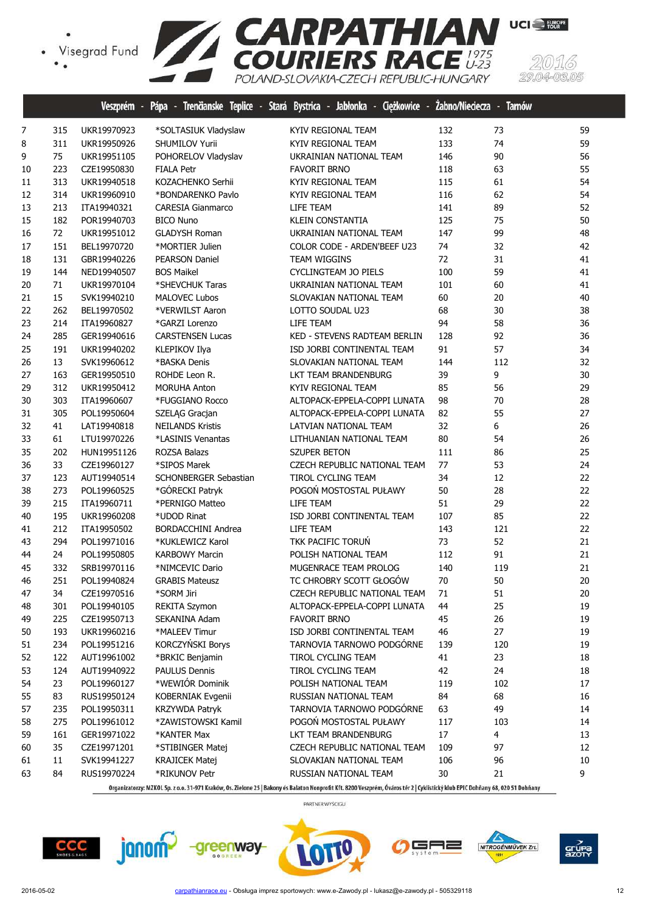Veszprém - Pápa - Trenčianske Teplice - Stará Bystrica - Jabłonka - Ciężkowice - Żabno/Nieciecza - Tarnów

| | | | | | | | |
|---|---|---|---|---|---|---|---|
| 7 | 315 | UKR19970923 | *SOLTASIUK Vladyslaw | KYIV REGIONAL TEAM | 132 | 73 | 59 |
| 8 | 311 | UKR19950926 | SHUMILOV Yurii | KYIV REGIONAL TEAM | 133 | 74 | 59 |
| 9 | 75 | UKR19951105 | POHORELOV Vladyslav | UKRAINIAN NATIONAL TEAM | 146 | 90 | 56 |
| 10 | 223 | CZE19950830 | FIALA Petr | FAVORIT BRNO | 118 | 63 | 55 |
| 11 | 313 | UKR19940518 | KOZACHENKO Serhii | KYIV REGIONAL TEAM | 115 | 61 | 54 |
| 12 | 314 | UKR19960910 | *BONDARENKO Pavlo | KYIV REGIONAL TEAM | 116 | 62 | 54 |
| 13 | 213 | ITA19940321 | CARESIA Gianmarco | LIFE TEAM | 141 | 89 | 52 |
| 15 | 182 | POR19940703 | BICO Nuno | KLEIN CONSTANTIA | 125 | 75 | 50 |
| 16 | 72 | UKR19951012 | GLADYSH Roman | UKRAINIAN NATIONAL TEAM | 147 | 99 | 48 |
| 17 | 151 | BEL19970720 | *MORTIER Julien | COLOR CODE - ARDEN'BEEF U23 | 74 | 32 | 42 |
| 18 | 131 | GBR19940226 | PEARSON Daniel | TEAM WIGGINS | 72 | 31 | 41 |
| 19 | 144 | NED19940507 | BOS Maikel | CYCLINGTEAM JO PIELS | 100 | 59 | 41 |
| 20 | 71 | UKR19970104 | *SHEVCHUK Taras | UKRAINIAN NATIONAL TEAM | 101 | 60 | 41 |
| 21 | 15 | SVK19940210 | MALOVEC Lubos | SLOVAKIAN NATIONAL TEAM | 60 | 20 | 40 |
| 22 | 262 | BEL19970502 | *VERWILST Aaron | LOTTO SOUDAL U23 | 68 | 30 | 38 |
| 23 | 214 | ITA19960827 | *GARZI Lorenzo | LIFE TEAM | 94 | 58 | 36 |
| 24 | 285 | GER19940616 | CARSTENSEN Lucas | KED - STEVENS RADTEAM BERLIN | 128 | 92 | 36 |
| 25 | 191 | UKR19940202 | KLEPIKOV Ilya | ISD JORBI CONTINENTAL TEAM | 91 | 57 | 34 |
| 26 | 13 | SVK19960612 | *BASKA Denis | SLOVAKIAN NATIONAL TEAM | 144 | 112 | 32 |
| 27 | 163 | GER19950510 | ROHDE Leon R. | LKT TEAM BRANDENBURG | 39 | 9 | 30 |
| 29 | 312 | UKR19950412 | MORUHA Anton | KYIV REGIONAL TEAM | 85 | 56 | 29 |
| 30 | 303 | ITA19960607 | *FUGGIANO Rocco | ALTOPACK-EPPELA-COPPI LUNATA | 98 | 70 | 28 |
| 31 | 305 | POL19950604 | SZELĄG Gracjan | ALTOPACK-EPPELA-COPPI LUNATA | 82 | 55 | 27 |
| 32 | 41 | LAT19940818 | NEILANDS Kristis | LATVIAN NATIONAL TEAM | 32 | 6 | 26 |
| 33 | 61 | LTU19970226 | *LASINIS Venantas | LITHUANIAN NATIONAL TEAM | 80 | 54 | 26 |
| 35 | 202 | HUN19951126 | ROZSA Balazs | SZUPER BETON | 111 | 86 | 25 |
| 36 | 33 | CZE19960127 | *SIPOS Marek | CZECH REPUBLIC NATIONAL TEAM | 77 | 53 | 24 |
| 37 | 123 | AUT19940514 | SCHONBERGER Sebastian | TIROL CYCLING TEAM | 34 | 12 | 22 |
| 38 | 273 | POL19960525 | *GÓRECKI Patryk | POGOŃ MOSTOSTAL PUŁAWY | 50 | 28 | 22 |
| 39 | 215 | ITA19960711 | *PERNIGO Matteo | LIFE TEAM | 51 | 29 | 22 |
| 40 | 195 | UKR19960208 | *UDOD Rinat | ISD JORBI CONTINENTAL TEAM | 107 | 85 | 22 |
| 41 | 212 | ITA19950502 | BORDACCHINI Andrea | LIFE TEAM | 143 | 121 | 22 |
| 43 | 294 | POL19971016 | *KUKLEWICZ Karol | TKK PACIFIC TORUŃ | 73 | 52 | 21 |
| 44 | 24 | POL19950805 | KARBOWY Marcin | POLISH NATIONAL TEAM | 112 | 91 | 21 |
| 45 | 332 | SRB19970116 | *NIMCEVIC Dario | MUGENRACE TEAM PROLOG | 140 | 119 | 21 |
| 46 | 251 | POL19940824 | GRABIS Mateusz | TC CHROBRY SCOTT GŁOGÓW | 70 | 50 | 20 |
| 47 | 34 | CZE19970516 | *SORM Jiri | CZECH REPUBLIC NATIONAL TEAM | 71 | 51 | 20 |
| 48 | 301 | POL19940105 | REKITA Szymon | ALTOPACK-EPPELA-COPPI LUNATA | 44 | 25 | 19 |
| 49 | 225 | CZE19950713 | SEKANINA Adam | FAVORIT BRNO | 45 | 26 | 19 |
| 50 | 193 | UKR19960216 | *MALEEV Timur | ISD JORBI CONTINENTAL TEAM | 46 | 27 | 19 |
| 51 | 234 | POL19951216 | KORCZYŃSKI Borys | TARNOVIA TARNOWO PODGÓRNE | 139 | 120 | 19 |
| 52 | 122 | AUT19961002 | *BRKIC Benjamin | TIROL CYCLING TEAM | 41 | 23 | 18 |
| 53 | 124 | AUT19940922 | PAULUS Dennis | TIROL CYCLING TEAM | 42 | 24 | 18 |
| 54 | 23 | POL19960127 | *WEWIÓR Dominik | POLISH NATIONAL TEAM | 119 | 102 | 17 |
| 55 | 83 | RUS19950124 | KOBERNIAK Evgenii | RUSSIAN NATIONAL TEAM | 84 | 68 | 16 |
| 57 | 235 | POL19950311 | KRZYWDA Patryk | TARNOVIA TARNOWO PODGÓRNE | 63 | 49 | 14 |
| 58 | 275 | POL19961012 | *ZAWISTOWSKI Kamil | POGOŃ MOSTOSTAL PUŁAWY | 117 | 103 | 14 |
| 59 | 161 | GER19971022 | *KANTER Max | LKT TEAM BRANDENBURG | 17 | 4 | 13 |
| 60 | 35 | CZE19971201 | *STIBINGER Matej | CZECH REPUBLIC NATIONAL TEAM | 109 | 97 | 12 |
| 61 | 11 | SVK19941227 | KRAJICEK Matej | SLOVAKIAN NATIONAL TEAM | 106 | 96 | 10 |
| 63 | 84 | RUS19970224 | *RIKUNOV Petr | RUSSIAN NATIONAL TEAM | 30 | 21 | 9 |

Organizatorzy: MZKOL Sp. z o.o. 31-971 Kraków, Os. Zielone 25 | Bakony és Balaton Nonprofit Kft. 8200 Veszprém, Óváros tér 2 | Cyklistický klub EPIC Dohňany 68, 020 51 Dohňany

PARTNER WYŚCIGU

2016-05-02 carpathianrace.eu - Obsługa imprez sportowych: www.e-Zawody.pl - lukasz@e-zawody.pl - 505329118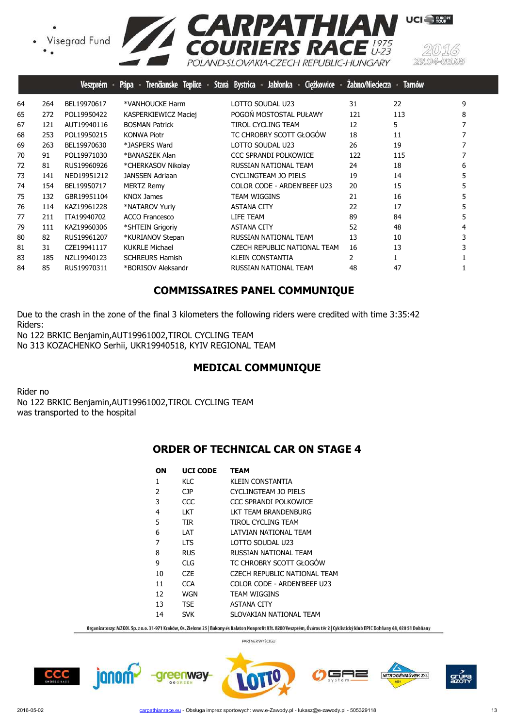| | | | | | | | |
|---|---|---|---|---|---|---|---|
| 64 | 264 | BEL19970617 | *VANHOUCKE Harm | LOTTO SOUDAL U23 | 31 | 22 | 9 |
| 65 | 272 | POL19950422 | KASPERKIEWICZ Maciej | POGOŃ MOSTOSTAL PUŁAWY | 121 | 113 | 8 |
| 67 | 121 | AUT19940116 | BOSMAN Patrick | TIROL CYCLING TEAM | 12 | 5 | 7 |
| 68 | 253 | POL19950215 | KONWA Piotr | TC CHROBRY SCOTT GŁOGÓW | 18 | 11 | 7 |
| 69 | 263 | BEL19970630 | *JASPERS Ward | LOTTO SOUDAL U23 | 26 | 19 | 7 |
| 70 | 91 | POL19971030 | *BANASZEK Alan | CCC SPRANDI POLKOWICE | 122 | 115 | 7 |
| 72 | 81 | RUS19960926 | *CHERKASOV Nikolay | RUSSIAN NATIONAL TEAM | 24 | 18 | 6 |
| 73 | 141 | NED19951212 | JANSSEN Adriaan | CYCLINGTEAM JO PIELS | 19 | 14 | 5 |
| 74 | 154 | BEL19950717 | MERTZ Remy | COLOR CODE - ARDEN'BEEF U23 | 20 | 15 | 5 |
| 75 | 132 | GBR19951104 | KNOX James | TEAM WIGGINS | 21 | 16 | 5 |
| 76 | 114 | KAZ19961228 | *NATAROV Yuriy | ASTANA CITY | 22 | 17 | 5 |
| 77 | 211 | ITA19940702 | ACCO Francesco | LIFE TEAM | 89 | 84 | 5 |
| 79 | 111 | KAZ19960306 | *SHTEIN Grigoriy | ASTANA CITY | 52 | 48 | 4 |
| 80 | 82 | RUS19961207 | *KURIANOV Stepan | RUSSIAN NATIONAL TEAM | 13 | 10 | 3 |
| 81 | 31 | CZE19941117 | KUKRLE Michael | CZECH REPUBLIC NATIONAL TEAM | 16 | 13 | 3 |
| 83 | 185 | NZL19940123 | SCHREURS Hamish | KLEIN CONSTANTIA | 2 | 1 | 1 |
| 84 | 85 | RUS19970311 | *BORISOV Aleksandr | RUSSIAN NATIONAL TEAM | 48 | 47 | 1 |

## COMMISSAIRES PANEL COMMUNIQUE

Due to the crash in the zone of the final 3 kilometers the following riders were credited with time 3:35:42
Riders:
No 122 BRKIC Benjamin,AUT19961002,TIROL CYCLING TEAM
No 313 KOZACHENKO Serhii, UKR19940518, KYIV REGIONAL TEAM

## MEDICAL COMMUNIQUE

Rider no
No 122 BRKIC Benjamin,AUT19961002,TIROL CYCLING TEAM
was transported to the hospital

## ORDER OF TECHNICAL CAR ON STAGE 4

| ON | UCI CODE | TEAM |
|---|---|---|
| 1 | KLC | KLEIN CONSTANTIA |
| 2 | CJP | CYCLINGTEAM JO PIELS |
| 3 | CCC | CCC SPRANDI POLKOWICE |
| 4 | LKT | LKT TEAM BRANDENBURG |
| 5 | TIR | TIROL CYCLING TEAM |
| 6 | LAT | LATVIAN NATIONAL TEAM |
| 7 | LTS | LOTTO SOUDAL U23 |
| 8 | RUS | RUSSIAN NATIONAL TEAM |
| 9 | CLG | TC CHROBRY SCOTT GŁOGÓW |
| 10 | CZE | CZECH REPUBLIC NATIONAL TEAM |
| 11 | CCA | COLOR CODE - ARDEN'BEEF U23 |
| 12 | WGN | TEAM WIGGINS |
| 13 | TSE | ASTANA CITY |
| 14 | SVK | SLOVAKIAN NATIONAL TEAM |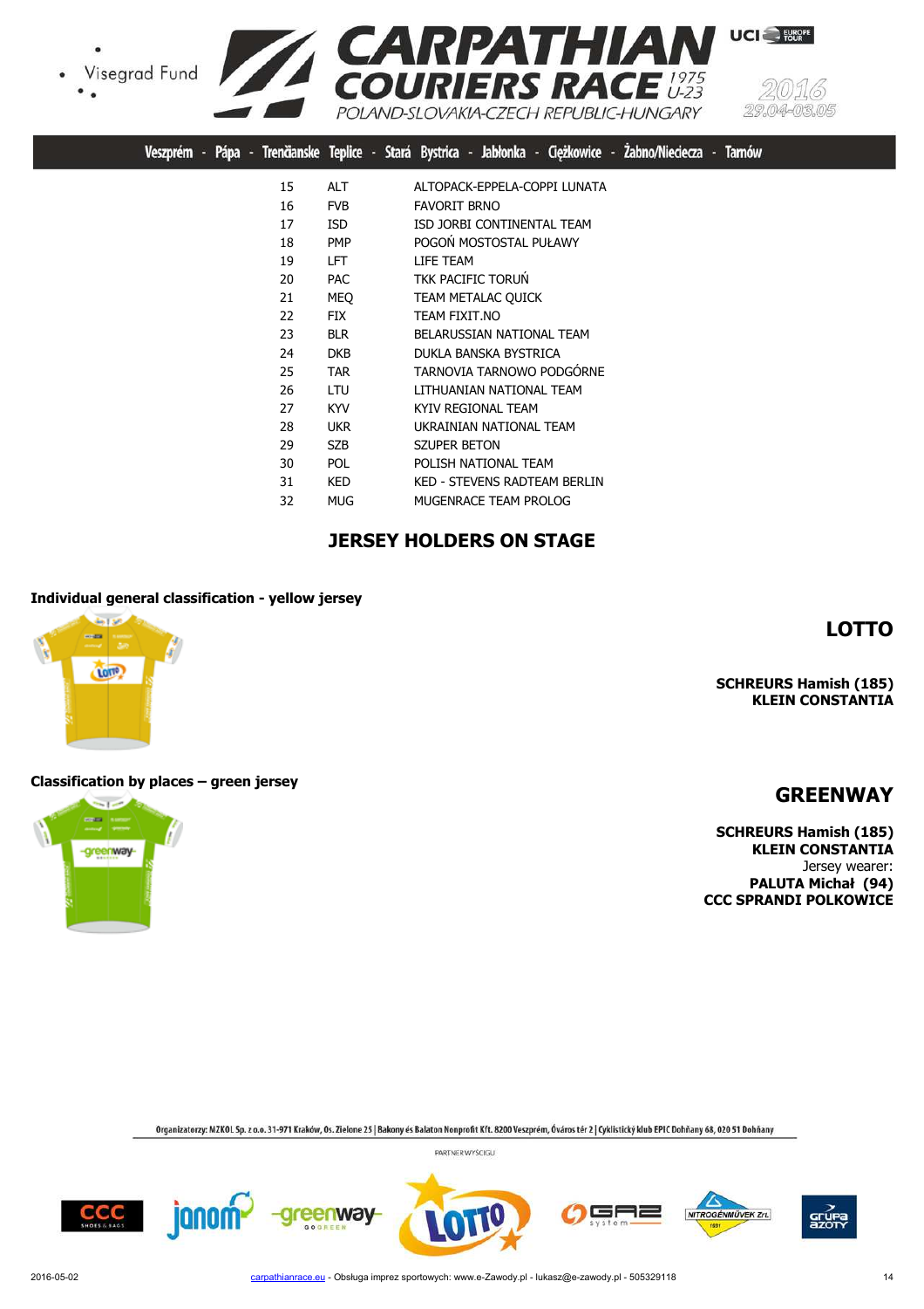| | | |
|---|---|---|
| 15 | ALT | ALTOPACK-EPPELA-COPPI LUNATA |
| 16 | FVB | FAVORIT BRNO |
| 17 | ISD | ISD JORBI CONTINENTAL TEAM |
| 18 | PMP | POGOŃ MOSTOSTAL PUŁAWY |
| 19 | LFT | LIFE TEAM |
| 20 | PAC | TKK PACIFIC TORUŃ |
| 21 | MEQ | TEAM METALAC QUICK |
| 22 | FIX | TEAM FIXIT.NO |
| 23 | BLR | BELARUSSIAN NATIONAL TEAM |
| 24 | DKB | DUKLA BANSKA BYSTRICA |
| 25 | TAR | TARNOVIA TARNOWO PODGÓRNE |
| 26 | LTU | LITHUANIAN NATIONAL TEAM |
| 27 | KYV | KYIV REGIONAL TEAM |
| 28 | UKR | UKRAINIAN NATIONAL TEAM |
| 29 | SZB | SZUPER BETON |
| 30 | POL | POLISH NATIONAL TEAM |
| 31 | KED | KED - STEVENS RADTEAM BERLIN |
| 32 | MUG | MUGENRACE TEAM PROLOG |

## JERSEY HOLDERS ON STAGE

**Individual general classification - yellow jersey**

**LOTTO**

**SCHREURS Hamish (185)**
**KLEIN CONSTANTIA**

**Classification by places – green jersey**

**GREENWAY**

**SCHREURS Hamish (185)**
**KLEIN CONSTANTIA**
Jersey wearer:
**PALUTA Michał (94)**
**CCC SPRANDI POLKOWICE**

Organizatorzy: MZKOL Sp. z o.o. 31-971 Kraków, Os. Zielone 25 | Bakony és Balaton Nonprofit Kft. 8200 Veszprém, Óváros tér 2 | Cyklistický klub EPIC Dohňany 68, 020 51 Dohňany

PARTNER WYŚCIGU

2016-05-02 carpathianrace.eu - Obsługa imprez sportowych: www.e-Zawody.pl - lukasz@e-zawody.pl - 505329118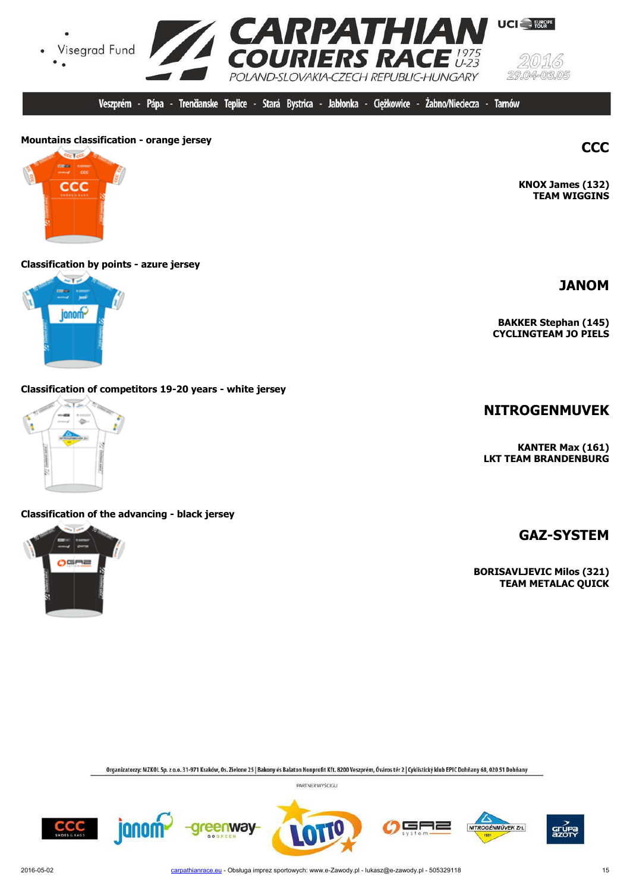## Mountains classification - orange jersey

**CCC**

**KNOX James (132)**
**TEAM WIGGINS**

## Classification by points - azure jersey

**JANOM**

**BAKKER Stephan (145)**
**CYCLINGTEAM JO PIELS**

## Classification of competitors 19-20 years - white jersey

**NITROGENMUVEK**

**KANTER Max (161)**
**LKT TEAM BRANDENBURG**

## Classification of the advancing - black jersey

**GAZ-SYSTEM**

**BORISAVLJEVIC Milos (321)**
**TEAM METALAC QUICK**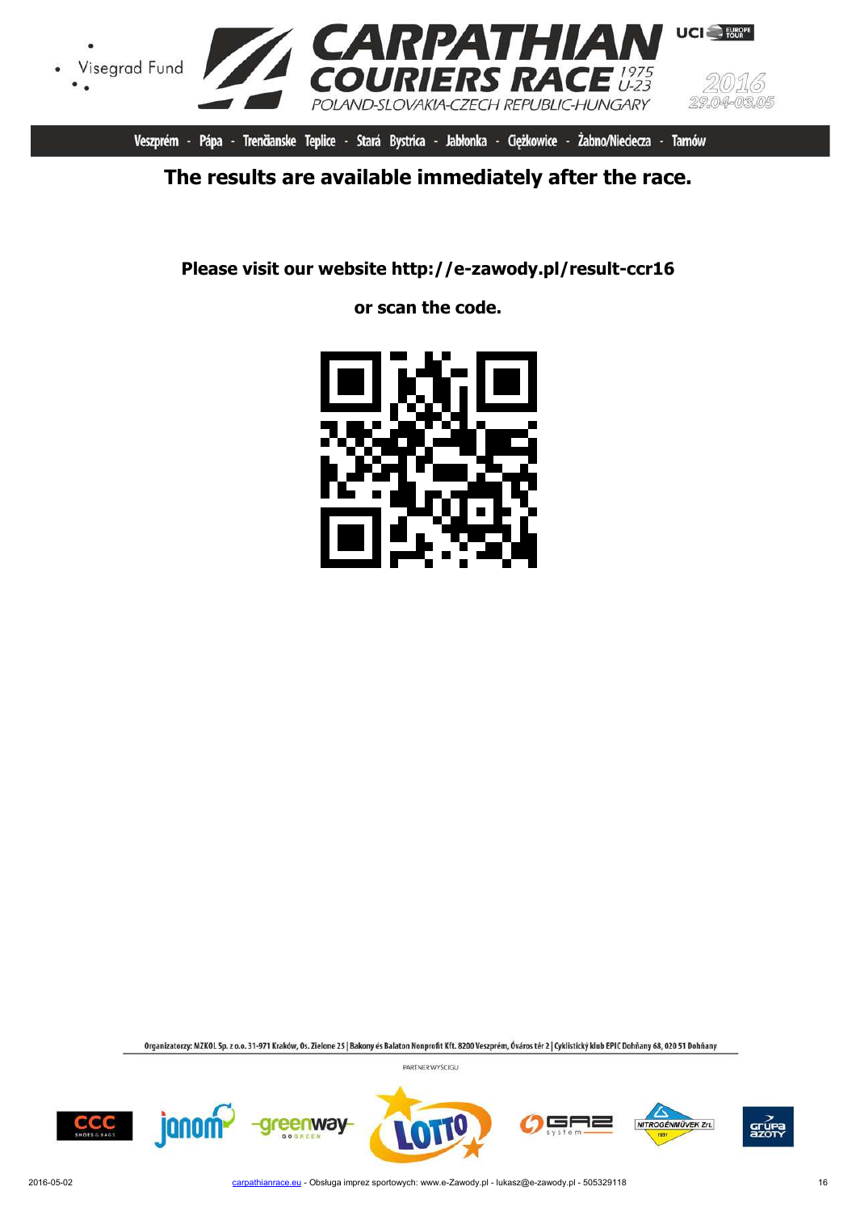The results are available immediately after the race.

Please visit our website http://e-zawody.pl/result-ccr16

or scan the code.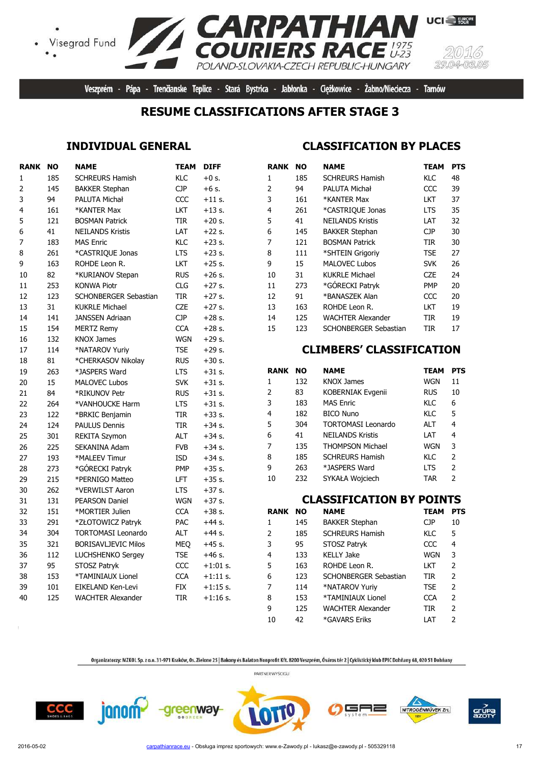# CARPATHIAN COURIERS RACE 1975 U-23

POLAND-SLOVAKIA-CZECH REPUBLIC-HUNGARY

2016 29.04-03.05

Veszprém - Pápa - Trenčianske Teplice - Stará Bystrica - Jabłonka - Ciężkowice - Żabno/Nieciecza - Tarnów

## RESUME CLASSIFICATIONS AFTER STAGE 3

### INDIVIDUAL GENERAL

| RANK | NO | NAME | TEAM | DIFF |
|---|---|---|---|---|
| 1 | 185 | SCHREURS Hamish | KLC | +0 s. |
| 2 | 145 | BAKKER Stephan | CJP | +6 s. |
| 3 | 94 | PALUTA Michał | CCC | +11 s. |
| 4 | 161 | *KANTER Max | LKT | +13 s. |
| 5 | 121 | BOSMAN Patrick | TIR | +20 s. |
| 6 | 41 | NEILANDS Kristis | LAT | +22 s. |
| 7 | 183 | MAS Enric | KLC | +23 s. |
| 8 | 261 | *CASTRIQUE Jonas | LTS | +23 s. |
| 9 | 163 | ROHDE Leon R. | LKT | +25 s. |
| 10 | 82 | *KURIANOV Stepan | RUS | +26 s. |
| 11 | 253 | KONWA Piotr | CLG | +27 s. |
| 12 | 123 | SCHONBERGER Sebastian | TIR | +27 s. |
| 13 | 31 | KUKRLE Michael | CZE | +27 s. |
| 14 | 141 | JANSSEN Adriaan | CJP | +28 s. |
| 15 | 154 | MERTZ Remy | CCA | +28 s. |
| 16 | 132 | KNOX James | WGN | +29 s. |
| 17 | 114 | *NATAROV Yuriy | TSE | +29 s. |
| 18 | 81 | *CHERKASOV Nikolay | RUS | +30 s. |
| 19 | 263 | *JASPERS Ward | LTS | +31 s. |
| 20 | 15 | MALOVEC Lubos | SVK | +31 s. |
| 21 | 84 | *RIKUNOV Petr | RUS | +31 s. |
| 22 | 264 | *VANHOUCKE Harm | LTS | +31 s. |
| 23 | 122 | *BRKIC Benjamin | TIR | +33 s. |
| 24 | 124 | PAULUS Dennis | TIR | +34 s. |
| 25 | 301 | REKITA Szymon | ALT | +34 s. |
| 26 | 225 | SEKANINA Adam | FVB | +34 s. |
| 27 | 193 | *MALEEV Timur | ISD | +34 s. |
| 28 | 273 | *GÓRECKI Patryk | PMP | +35 s. |
| 29 | 215 | *PERNIGO Matteo | LFT | +35 s. |
| 30 | 262 | *VERWILST Aaron | LTS | +37 s. |
| 31 | 131 | PEARSON Daniel | WGN | +37 s. |
| 32 | 151 | *MORTIER Julien | CCA | +38 s. |
| 33 | 291 | *ZŁOTOWICZ Patryk | PAC | +44 s. |
| 34 | 304 | TORTOMASI Leonardo | ALT | +44 s. |
| 35 | 321 | BORISAVLJEVIC Milos | MEQ | +45 s. |
| 36 | 112 | LUCHSHENKO Sergey | TSE | +46 s. |
| 37 | 95 | STOSZ Patryk | CCC | +1:01 s. |
| 38 | 153 | *TAMINIAUX Lionel | CCA | +1:11 s. |
| 39 | 101 | EIKELAND Ken-Levi | FIX | +1:15 s. |
| 40 | 125 | WACHTER Alexander | TIR | +1:16 s. |

### CLASSIFICATION BY PLACES

| RANK | NO | NAME | TEAM | PTS |
|---|---|---|---|---|
| 1 | 185 | SCHREURS Hamish | KLC | 48 |
| 2 | 94 | PALUTA Michał | CCC | 39 |
| 3 | 161 | *KANTER Max | LKT | 37 |
| 4 | 261 | *CASTRIQUE Jonas | LTS | 35 |
| 5 | 41 | NEILANDS Kristis | LAT | 32 |
| 6 | 145 | BAKKER Stephan | CJP | 30 |
| 7 | 121 | BOSMAN Patrick | TIR | 30 |
| 8 | 111 | *SHTEIN Grigoriy | TSE | 27 |
| 9 | 15 | MALOVEC Lubos | SVK | 26 |
| 10 | 31 | KUKRLE Michael | CZE | 24 |
| 11 | 273 | *GÓRECKI Patryk | PMP | 20 |
| 12 | 91 | *BANASZEK Alan | CCC | 20 |
| 13 | 163 | ROHDE Leon R. | LKT | 19 |
| 14 | 125 | WACHTER Alexander | TIR | 19 |
| 15 | 123 | SCHONBERGER Sebastian | TIR | 17 |

### CLIMBERS' CLASSIFICATION

| RANK | NO | NAME | TEAM | PTS |
|---|---|---|---|---|
| 1 | 132 | KNOX James | WGN | 11 |
| 2 | 83 | KOBERNIAK Evgenii | RUS | 10 |
| 3 | 183 | MAS Enric | KLC | 6 |
| 4 | 182 | BICO Nuno | KLC | 5 |
| 5 | 304 | TORTOMASI Leonardo | ALT | 4 |
| 6 | 41 | NEILANDS Kristis | LAT | 4 |
| 7 | 135 | THOMPSON Michael | WGN | 3 |
| 8 | 185 | SCHREURS Hamish | KLC | 2 |
| 9 | 263 | *JASPERS Ward | LTS | 2 |
| 10 | 232 | SYKAŁA Wojciech | TAR | 2 |

### CLASSIFICATION BY POINTS

| RANK | NO | NAME | TEAM | PTS |
|---|---|---|---|---|
| 1 | 145 | BAKKER Stephan | CJP | 10 |
| 2 | 185 | SCHREURS Hamish | KLC | 5 |
| 3 | 95 | STOSZ Patryk | CCC | 4 |
| 4 | 133 | KELLY Jake | WGN | 3 |
| 5 | 163 | ROHDE Leon R. | LKT | 2 |
| 6 | 123 | SCHONBERGER Sebastian | TIR | 2 |
| 7 | 114 | *NATAROV Yuriy | TSE | 2 |
| 8 | 153 | *TAMINIAUX Lionel | CCA | 2 |
| 9 | 125 | WACHTER Alexander | TIR | 2 |
| 10 | 42 | *GAVARS Eriks | LAT | 2 |

Organizatorzy: MZKOL Sp. z o.o. 31-971 Kraków, Os. Zielone 25 | Bakony és Balaton Nonprofit Kft. 8200 Veszprém, Óváros tér 2 | Cyklistický klub EPIC Dohňany 68, 020 51 Dohňany

PARTNER WYŚCIGU

2016-05-02 carpathianrace.eu - Obsługa imprez sportowych: www.e-Zawody.pl - lukasz@e-zawody.pl - 505329118